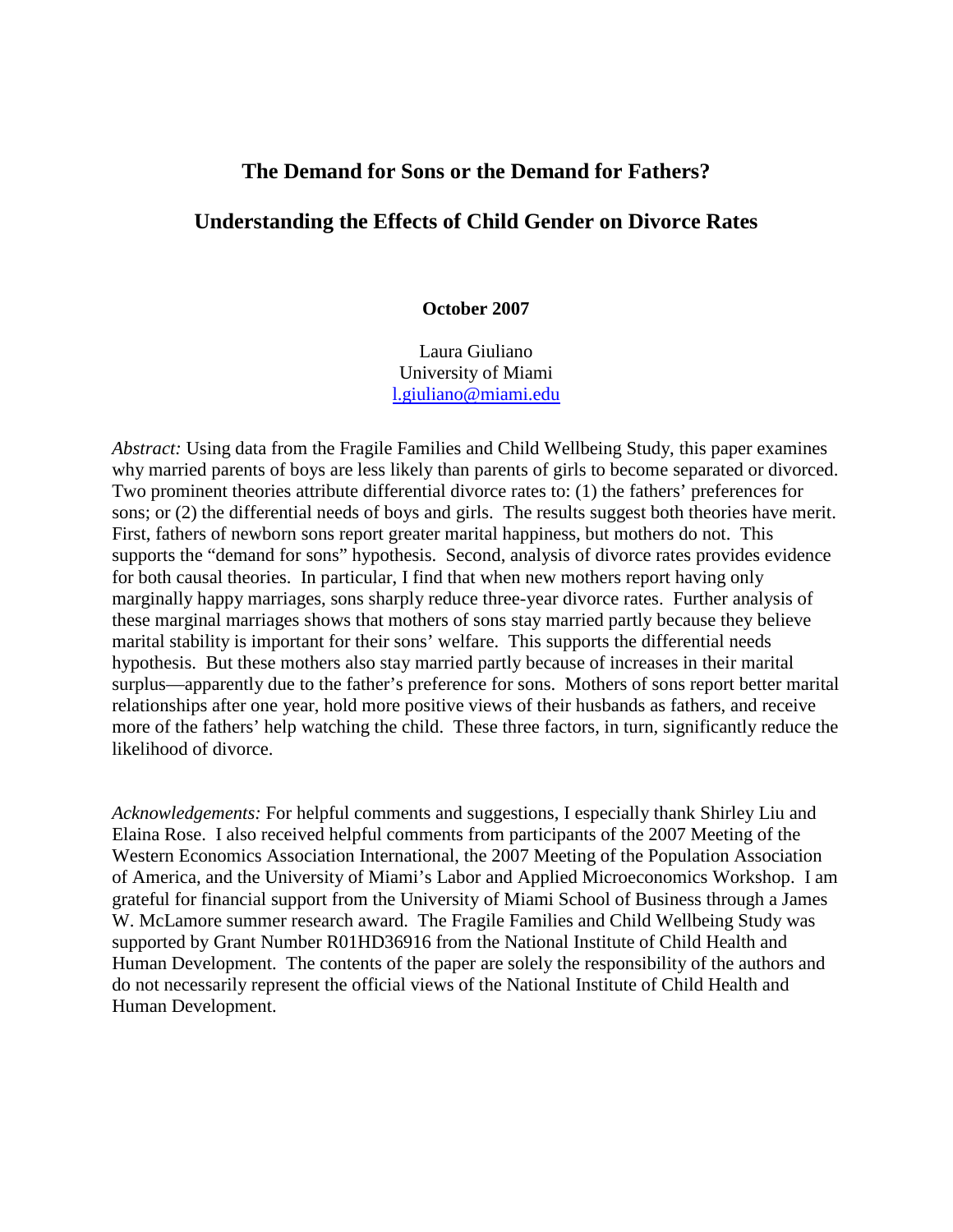# The Demand for Sons or the Demand for Fathers?

## Understanding the Effects of Child Gender on Divorce Rates

**October 2007**

Laura Giuliano
University of Miami
l.giuliano@miami.edu

*Abstract:* Using data from the Fragile Families and Child Wellbeing Study, this paper examines why married parents of boys are less likely than parents of girls to become separated or divorced. Two prominent theories attribute differential divorce rates to: (1) the fathers' preferences for sons; or (2) the differential needs of boys and girls. The results suggest both theories have merit. First, fathers of newborn sons report greater marital happiness, but mothers do not. This supports the "demand for sons" hypothesis. Second, analysis of divorce rates provides evidence for both causal theories. In particular, I find that when new mothers report having only marginally happy marriages, sons sharply reduce three-year divorce rates. Further analysis of these marginal marriages shows that mothers of sons stay married partly because they believe marital stability is important for their sons' welfare. This supports the differential needs hypothesis. But these mothers also stay married partly because of increases in their marital surplus—apparently due to the father's preference for sons. Mothers of sons report better marital relationships after one year, hold more positive views of their husbands as fathers, and receive more of the fathers' help watching the child. These three factors, in turn, significantly reduce the likelihood of divorce.

*Acknowledgements:* For helpful comments and suggestions, I especially thank Shirley Liu and Elaina Rose. I also received helpful comments from participants of the 2007 Meeting of the Western Economics Association International, the 2007 Meeting of the Population Association of America, and the University of Miami's Labor and Applied Microeconomics Workshop. I am grateful for financial support from the University of Miami School of Business through a James W. McLamore summer research award. The Fragile Families and Child Wellbeing Study was supported by Grant Number R01HD36916 from the National Institute of Child Health and Human Development. The contents of the paper are solely the responsibility of the authors and do not necessarily represent the official views of the National Institute of Child Health and Human Development.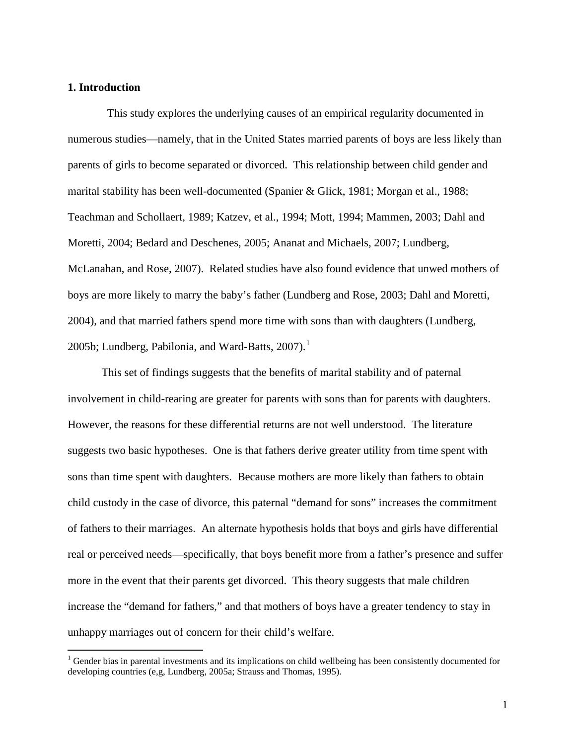## 1. Introduction

This study explores the underlying causes of an empirical regularity documented in numerous studies—namely, that in the United States married parents of boys are less likely than parents of girls to become separated or divorced. This relationship between child gender and marital stability has been well-documented (Spanier & Glick, 1981; Morgan et al., 1988; Teachman and Schollaert, 1989; Katzev, et al., 1994; Mott, 1994; Mammen, 2003; Dahl and Moretti, 2004; Bedard and Deschenes, 2005; Ananat and Michaels, 2007; Lundberg, McLanahan, and Rose, 2007). Related studies have also found evidence that unwed mothers of boys are more likely to marry the baby's father (Lundberg and Rose, 2003; Dahl and Moretti, 2004), and that married fathers spend more time with sons than with daughters (Lundberg, 2005b; Lundberg, Pabilonia, and Ward-Batts, 2007).[1]

This set of findings suggests that the benefits of marital stability and of paternal involvement in child-rearing are greater for parents with sons than for parents with daughters. However, the reasons for these differential returns are not well understood. The literature suggests two basic hypotheses. One is that fathers derive greater utility from time spent with sons than time spent with daughters. Because mothers are more likely than fathers to obtain child custody in the case of divorce, this paternal "demand for sons" increases the commitment of fathers to their marriages. An alternate hypothesis holds that boys and girls have differential real or perceived needs—specifically, that boys benefit more from a father's presence and suffer more in the event that their parents get divorced. This theory suggests that male children increase the "demand for fathers," and that mothers of boys have a greater tendency to stay in unhappy marriages out of concern for their child's welfare.

[1] Gender bias in parental investments and its implications on child wellbeing has been consistently documented for developing countries (e,g, Lundberg, 2005a; Strauss and Thomas, 1995).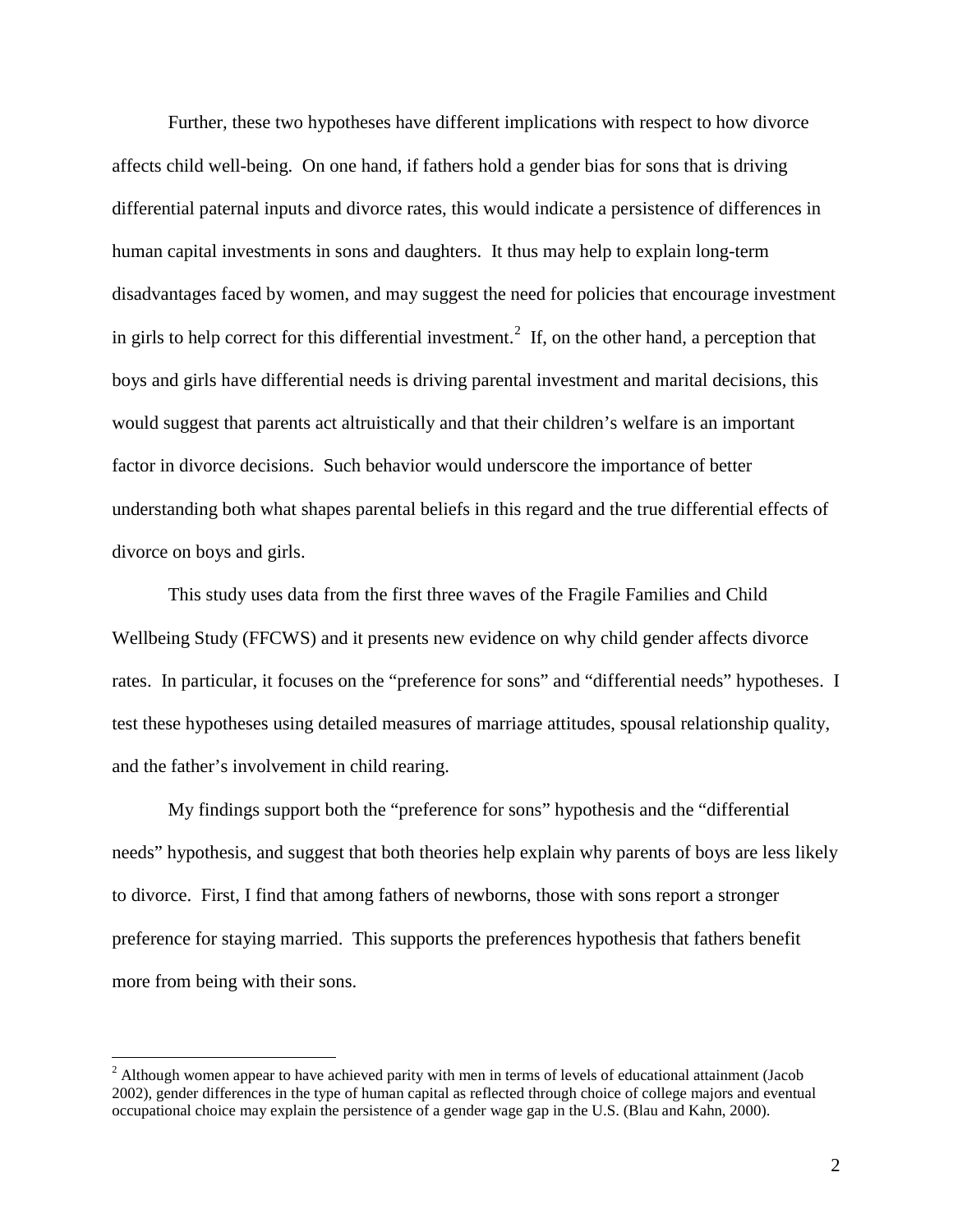Further, these two hypotheses have different implications with respect to how divorce affects child well-being. On one hand, if fathers hold a gender bias for sons that is driving differential paternal inputs and divorce rates, this would indicate a persistence of differences in human capital investments in sons and daughters. It thus may help to explain long-term disadvantages faced by women, and may suggest the need for policies that encourage investment in girls to help correct for this differential investment.[2] If, on the other hand, a perception that boys and girls have differential needs is driving parental investment and marital decisions, this would suggest that parents act altruistically and that their children's welfare is an important factor in divorce decisions. Such behavior would underscore the importance of better understanding both what shapes parental beliefs in this regard and the true differential effects of divorce on boys and girls.

This study uses data from the first three waves of the Fragile Families and Child Wellbeing Study (FFCWS) and it presents new evidence on why child gender affects divorce rates. In particular, it focuses on the "preference for sons" and "differential needs" hypotheses. I test these hypotheses using detailed measures of marriage attitudes, spousal relationship quality, and the father's involvement in child rearing.

My findings support both the "preference for sons" hypothesis and the "differential needs" hypothesis, and suggest that both theories help explain why parents of boys are less likely to divorce. First, I find that among fathers of newborns, those with sons report a stronger preference for staying married. This supports the preferences hypothesis that fathers benefit more from being with their sons.

---

[2] Although women appear to have achieved parity with men in terms of levels of educational attainment (Jacob 2002), gender differences in the type of human capital as reflected through choice of college majors and eventual occupational choice may explain the persistence of a gender wage gap in the U.S. (Blau and Kahn, 2000).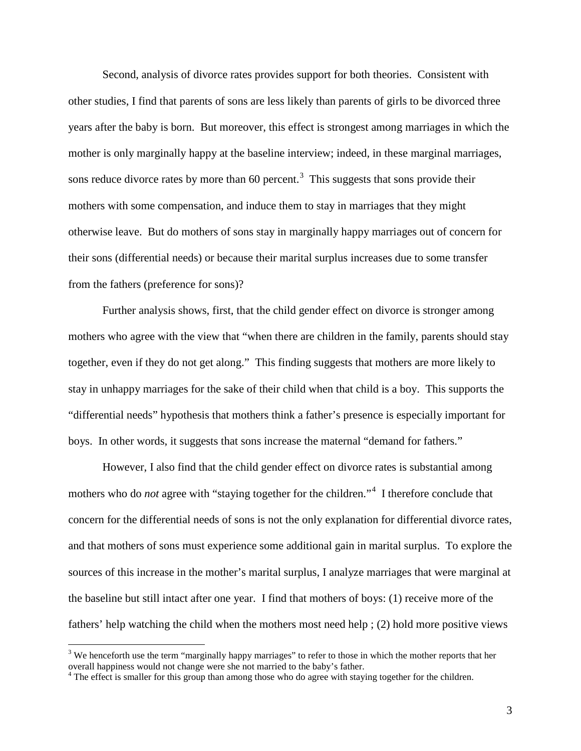Second, analysis of divorce rates provides support for both theories. Consistent with other studies, I find that parents of sons are less likely than parents of girls to be divorced three years after the baby is born. But moreover, this effect is strongest among marriages in which the mother is only marginally happy at the baseline interview; indeed, in these marginal marriages, sons reduce divorce rates by more than 60 percent.[3] This suggests that sons provide their mothers with some compensation, and induce them to stay in marriages that they might otherwise leave. But do mothers of sons stay in marginally happy marriages out of concern for their sons (differential needs) or because their marital surplus increases due to some transfer from the fathers (preference for sons)?

Further analysis shows, first, that the child gender effect on divorce is stronger among mothers who agree with the view that "when there are children in the family, parents should stay together, even if they do not get along." This finding suggests that mothers are more likely to stay in unhappy marriages for the sake of their child when that child is a boy. This supports the "differential needs" hypothesis that mothers think a father's presence is especially important for boys. In other words, it suggests that sons increase the maternal "demand for fathers."

However, I also find that the child gender effect on divorce rates is substantial among mothers who do *not* agree with "staying together for the children."[4] I therefore conclude that concern for the differential needs of sons is not the only explanation for differential divorce rates, and that mothers of sons must experience some additional gain in marital surplus. To explore the sources of this increase in the mother's marital surplus, I analyze marriages that were marginal at the baseline but still intact after one year. I find that mothers of boys: (1) receive more of the fathers' help watching the child when the mothers most need help ; (2) hold more positive views

[3] We henceforth use the term "marginally happy marriages" to refer to those in which the mother reports that her overall happiness would not change were she not married to the baby's father.

[4] The effect is smaller for this group than among those who do agree with staying together for the children.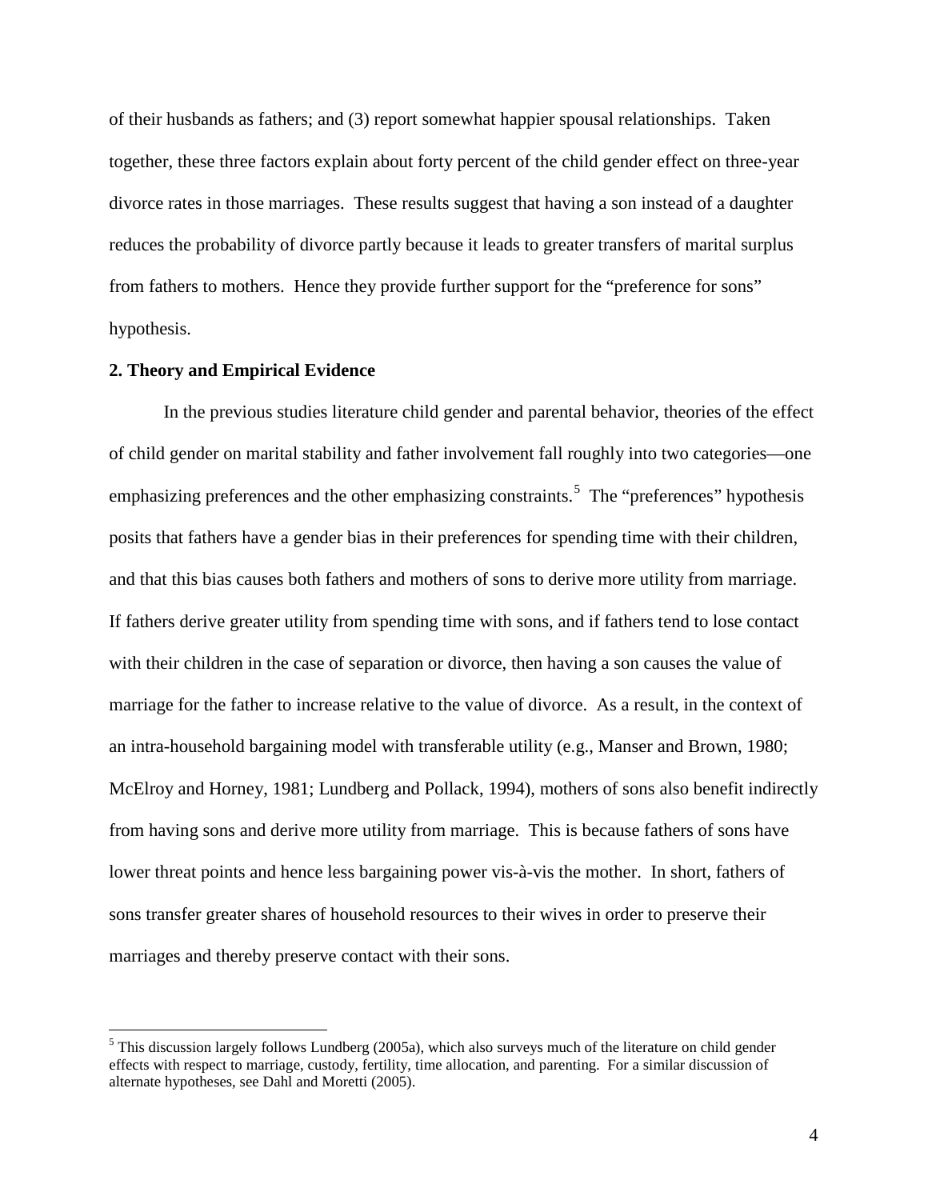of their husbands as fathers; and (3) report somewhat happier spousal relationships. Taken together, these three factors explain about forty percent of the child gender effect on three-year divorce rates in those marriages. These results suggest that having a son instead of a daughter reduces the probability of divorce partly because it leads to greater transfers of marital surplus from fathers to mothers. Hence they provide further support for the "preference for sons" hypothesis.

## 2. Theory and Empirical Evidence

In the previous studies literature child gender and parental behavior, theories of the effect of child gender on marital stability and father involvement fall roughly into two categories—one emphasizing preferences and the other emphasizing constraints.[5] The "preferences" hypothesis posits that fathers have a gender bias in their preferences for spending time with their children, and that this bias causes both fathers and mothers of sons to derive more utility from marriage. If fathers derive greater utility from spending time with sons, and if fathers tend to lose contact with their children in the case of separation or divorce, then having a son causes the value of marriage for the father to increase relative to the value of divorce. As a result, in the context of an intra-household bargaining model with transferable utility (e.g., Manser and Brown, 1980; McElroy and Horney, 1981; Lundberg and Pollack, 1994), mothers of sons also benefit indirectly from having sons and derive more utility from marriage. This is because fathers of sons have lower threat points and hence less bargaining power vis-à-vis the mother. In short, fathers of sons transfer greater shares of household resources to their wives in order to preserve their marriages and thereby preserve contact with their sons.

[5] This discussion largely follows Lundberg (2005a), which also surveys much of the literature on child gender effects with respect to marriage, custody, fertility, time allocation, and parenting. For a similar discussion of alternate hypotheses, see Dahl and Moretti (2005).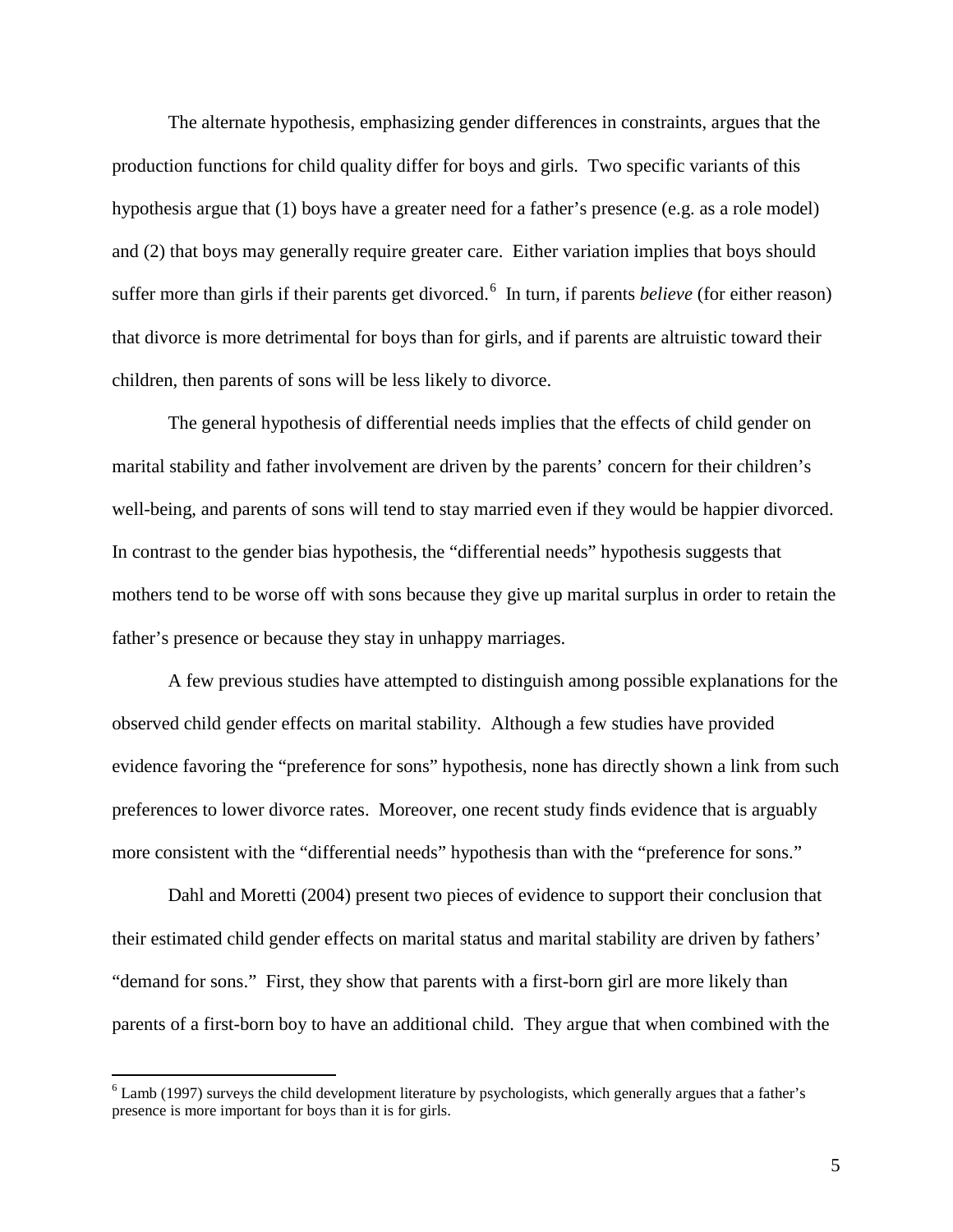The alternate hypothesis, emphasizing gender differences in constraints, argues that the production functions for child quality differ for boys and girls. Two specific variants of this hypothesis argue that (1) boys have a greater need for a father's presence (e.g. as a role model) and (2) that boys may generally require greater care. Either variation implies that boys should suffer more than girls if their parents get divorced.[6] In turn, if parents *believe* (for either reason) that divorce is more detrimental for boys than for girls, and if parents are altruistic toward their children, then parents of sons will be less likely to divorce.

The general hypothesis of differential needs implies that the effects of child gender on marital stability and father involvement are driven by the parents' concern for their children's well-being, and parents of sons will tend to stay married even if they would be happier divorced. In contrast to the gender bias hypothesis, the "differential needs" hypothesis suggests that mothers tend to be worse off with sons because they give up marital surplus in order to retain the father's presence or because they stay in unhappy marriages.

A few previous studies have attempted to distinguish among possible explanations for the observed child gender effects on marital stability. Although a few studies have provided evidence favoring the "preference for sons" hypothesis, none has directly shown a link from such preferences to lower divorce rates. Moreover, one recent study finds evidence that is arguably more consistent with the "differential needs" hypothesis than with the "preference for sons."

Dahl and Moretti (2004) present two pieces of evidence to support their conclusion that their estimated child gender effects on marital status and marital stability are driven by fathers' "demand for sons." First, they show that parents with a first-born girl are more likely than parents of a first-born boy to have an additional child. They argue that when combined with the

[6] Lamb (1997) surveys the child development literature by psychologists, which generally argues that a father's presence is more important for boys than it is for girls.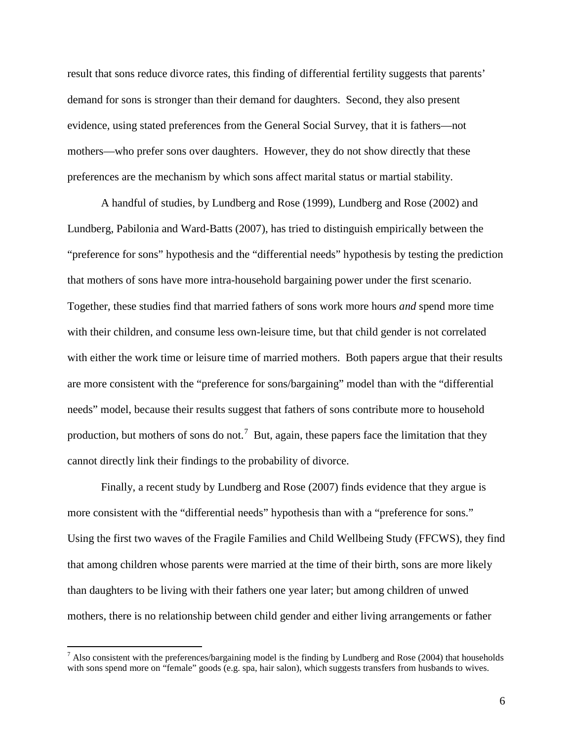result that sons reduce divorce rates, this finding of differential fertility suggests that parents' demand for sons is stronger than their demand for daughters. Second, they also present evidence, using stated preferences from the General Social Survey, that it is fathers—not mothers—who prefer sons over daughters. However, they do not show directly that these preferences are the mechanism by which sons affect marital status or martial stability.

A handful of studies, by Lundberg and Rose (1999), Lundberg and Rose (2002) and Lundberg, Pabilonia and Ward-Batts (2007), has tried to distinguish empirically between the "preference for sons" hypothesis and the "differential needs" hypothesis by testing the prediction that mothers of sons have more intra-household bargaining power under the first scenario. Together, these studies find that married fathers of sons work more hours *and* spend more time with their children, and consume less own-leisure time, but that child gender is not correlated with either the work time or leisure time of married mothers. Both papers argue that their results are more consistent with the "preference for sons/bargaining" model than with the "differential needs" model, because their results suggest that fathers of sons contribute more to household production, but mothers of sons do not.[7] But, again, these papers face the limitation that they cannot directly link their findings to the probability of divorce.

Finally, a recent study by Lundberg and Rose (2007) finds evidence that they argue is more consistent with the "differential needs" hypothesis than with a "preference for sons." Using the first two waves of the Fragile Families and Child Wellbeing Study (FFCWS), they find that among children whose parents were married at the time of their birth, sons are more likely than daughters to be living with their fathers one year later; but among children of unwed mothers, there is no relationship between child gender and either living arrangements or father

[7] Also consistent with the preferences/bargaining model is the finding by Lundberg and Rose (2004) that households with sons spend more on "female" goods (e.g. spa, hair salon), which suggests transfers from husbands to wives.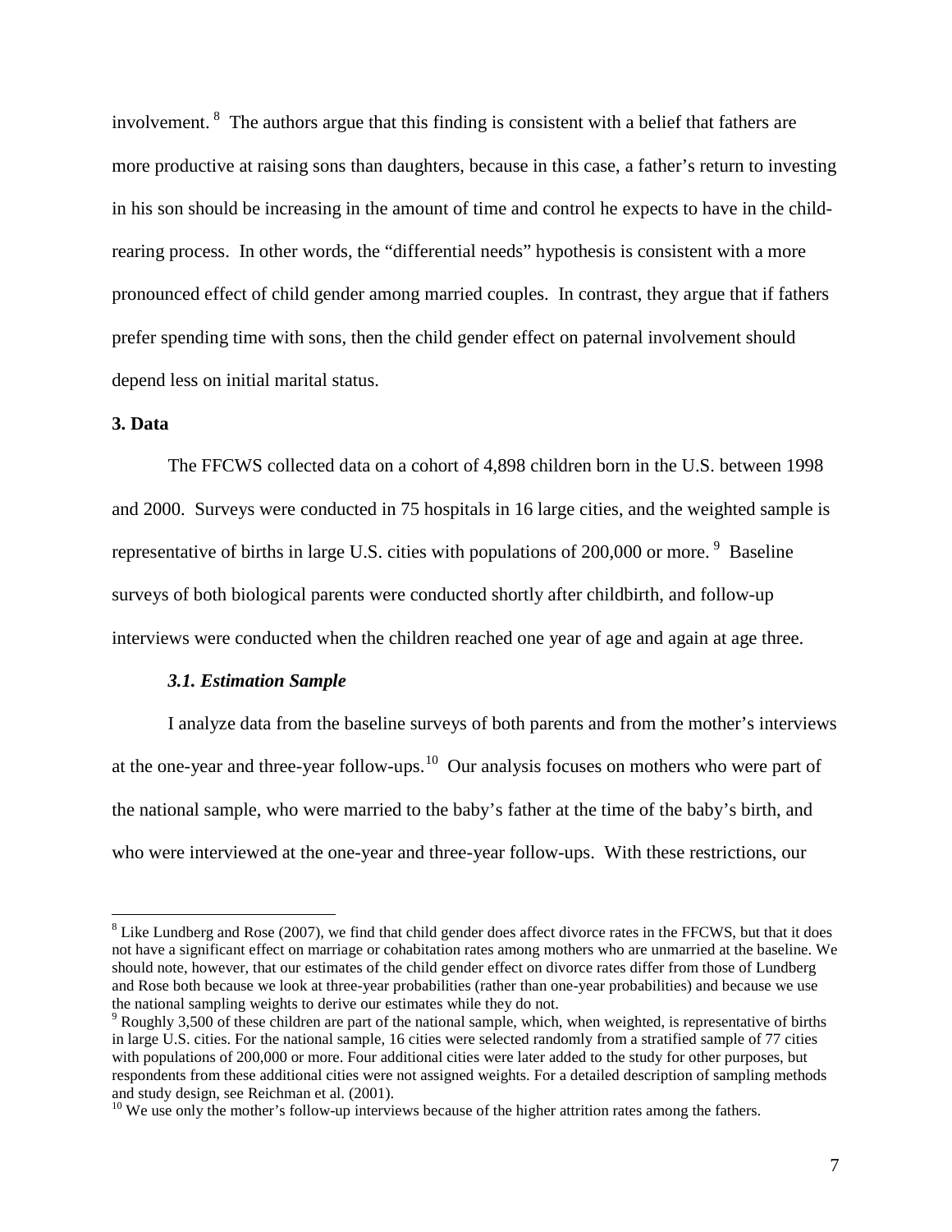involvement.[8] The authors argue that this finding is consistent with a belief that fathers are more productive at raising sons than daughters, because in this case, a father's return to investing in his son should be increasing in the amount of time and control he expects to have in the child-rearing process. In other words, the "differential needs" hypothesis is consistent with a more pronounced effect of child gender among married couples. In contrast, they argue that if fathers prefer spending time with sons, then the child gender effect on paternal involvement should depend less on initial marital status.

## 3. Data

The FFCWS collected data on a cohort of 4,898 children born in the U.S. between 1998 and 2000. Surveys were conducted in 75 hospitals in 16 large cities, and the weighted sample is representative of births in large U.S. cities with populations of 200,000 or more.[9] Baseline surveys of both biological parents were conducted shortly after childbirth, and follow-up interviews were conducted when the children reached one year of age and again at age three.

### *3.1. Estimation Sample*

I analyze data from the baseline surveys of both parents and from the mother's interviews at the one-year and three-year follow-ups.[10] Our analysis focuses on mothers who were part of the national sample, who were married to the baby's father at the time of the baby's birth, and who were interviewed at the one-year and three-year follow-ups. With these restrictions, our

---

[8] Like Lundberg and Rose (2007), we find that child gender does affect divorce rates in the FFCWS, but that it does not have a significant effect on marriage or cohabitation rates among mothers who are unmarried at the baseline. We should note, however, that our estimates of the child gender effect on divorce rates differ from those of Lundberg and Rose both because we look at three-year probabilities (rather than one-year probabilities) and because we use the national sampling weights to derive our estimates while they do not.

[9] Roughly 3,500 of these children are part of the national sample, which, when weighted, is representative of births in large U.S. cities. For the national sample, 16 cities were selected randomly from a stratified sample of 77 cities with populations of 200,000 or more. Four additional cities were later added to the study for other purposes, but respondents from these additional cities were not assigned weights. For a detailed description of sampling methods and study design, see Reichman et al. (2001).

[10] We use only the mother's follow-up interviews because of the higher attrition rates among the fathers.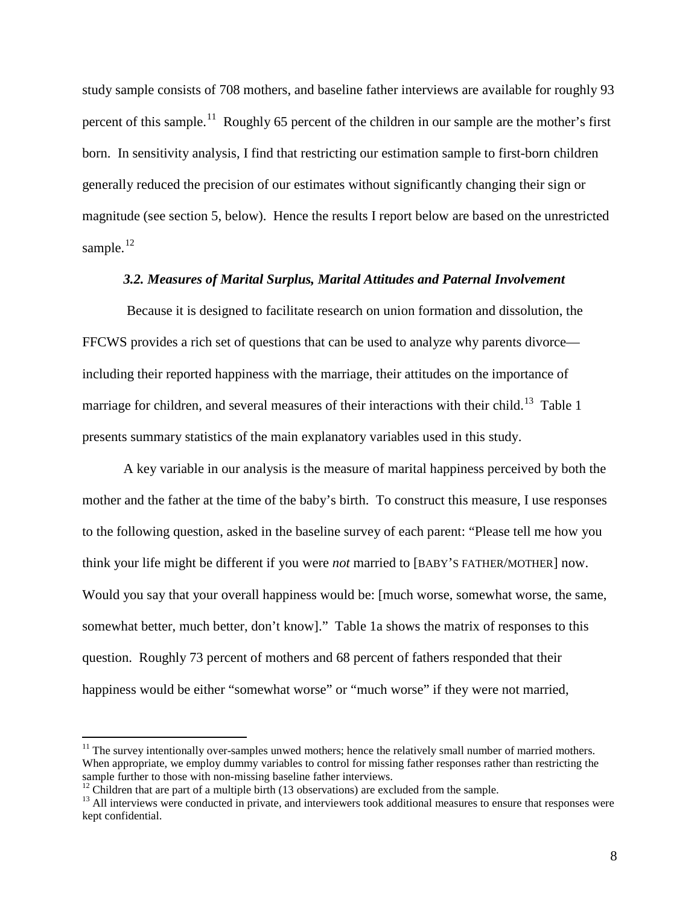study sample consists of 708 mothers, and baseline father interviews are available for roughly 93 percent of this sample.[11] Roughly 65 percent of the children in our sample are the mother's first born. In sensitivity analysis, I find that restricting our estimation sample to first-born children generally reduced the precision of our estimates without significantly changing their sign or magnitude (see section 5, below). Hence the results I report below are based on the unrestricted sample.[12]

### *3.2. Measures of Marital Surplus, Marital Attitudes and Paternal Involvement*

Because it is designed to facilitate research on union formation and dissolution, the FFCWS provides a rich set of questions that can be used to analyze why parents divorce—including their reported happiness with the marriage, their attitudes on the importance of marriage for children, and several measures of their interactions with their child.[13] Table 1 presents summary statistics of the main explanatory variables used in this study.

A key variable in our analysis is the measure of marital happiness perceived by both the mother and the father at the time of the baby's birth. To construct this measure, I use responses to the following question, asked in the baseline survey of each parent: "Please tell me how you think your life might be different if you were *not* married to [BABY'S FATHER/MOTHER] now. Would you say that your overall happiness would be: [much worse, somewhat worse, the same, somewhat better, much better, don't know]." Table 1a shows the matrix of responses to this question. Roughly 73 percent of mothers and 68 percent of fathers responded that their happiness would be either "somewhat worse" or "much worse" if they were not married,

---

[11] The survey intentionally over-samples unwed mothers; hence the relatively small number of married mothers. When appropriate, we employ dummy variables to control for missing father responses rather than restricting the sample further to those with non-missing baseline father interviews.

[12] Children that are part of a multiple birth (13 observations) are excluded from the sample.

[13] All interviews were conducted in private, and interviewers took additional measures to ensure that responses were kept confidential.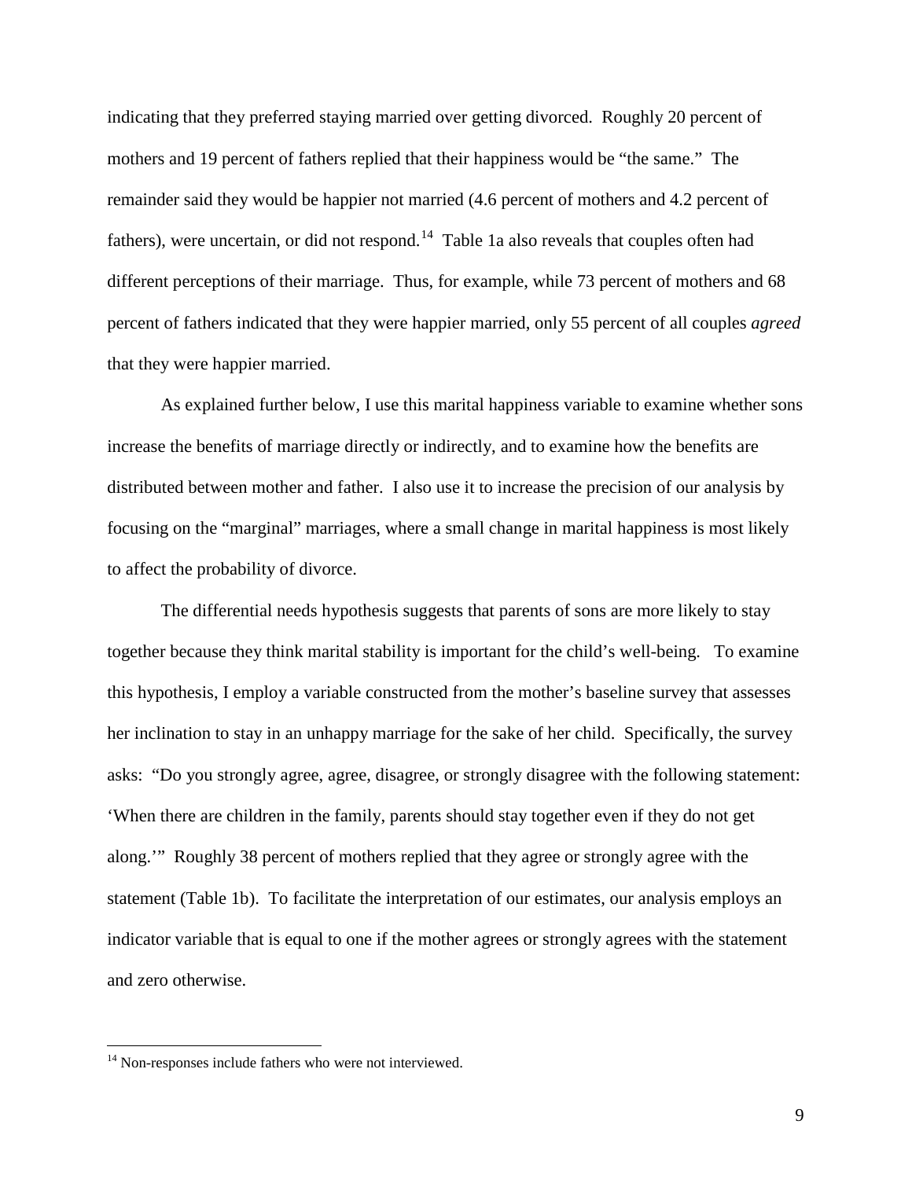indicating that they preferred staying married over getting divorced. Roughly 20 percent of mothers and 19 percent of fathers replied that their happiness would be "the same." The remainder said they would be happier not married (4.6 percent of mothers and 4.2 percent of fathers), were uncertain, or did not respond.[14] Table 1a also reveals that couples often had different perceptions of their marriage. Thus, for example, while 73 percent of mothers and 68 percent of fathers indicated that they were happier married, only 55 percent of all couples *agreed* that they were happier married.

As explained further below, I use this marital happiness variable to examine whether sons increase the benefits of marriage directly or indirectly, and to examine how the benefits are distributed between mother and father. I also use it to increase the precision of our analysis by focusing on the "marginal" marriages, where a small change in marital happiness is most likely to affect the probability of divorce.

The differential needs hypothesis suggests that parents of sons are more likely to stay together because they think marital stability is important for the child's well-being. To examine this hypothesis, I employ a variable constructed from the mother's baseline survey that assesses her inclination to stay in an unhappy marriage for the sake of her child. Specifically, the survey asks: "Do you strongly agree, agree, disagree, or strongly disagree with the following statement: 'When there are children in the family, parents should stay together even if they do not get along.'" Roughly 38 percent of mothers replied that they agree or strongly agree with the statement (Table 1b). To facilitate the interpretation of our estimates, our analysis employs an indicator variable that is equal to one if the mother agrees or strongly agrees with the statement and zero otherwise.

[14] Non-responses include fathers who were not interviewed.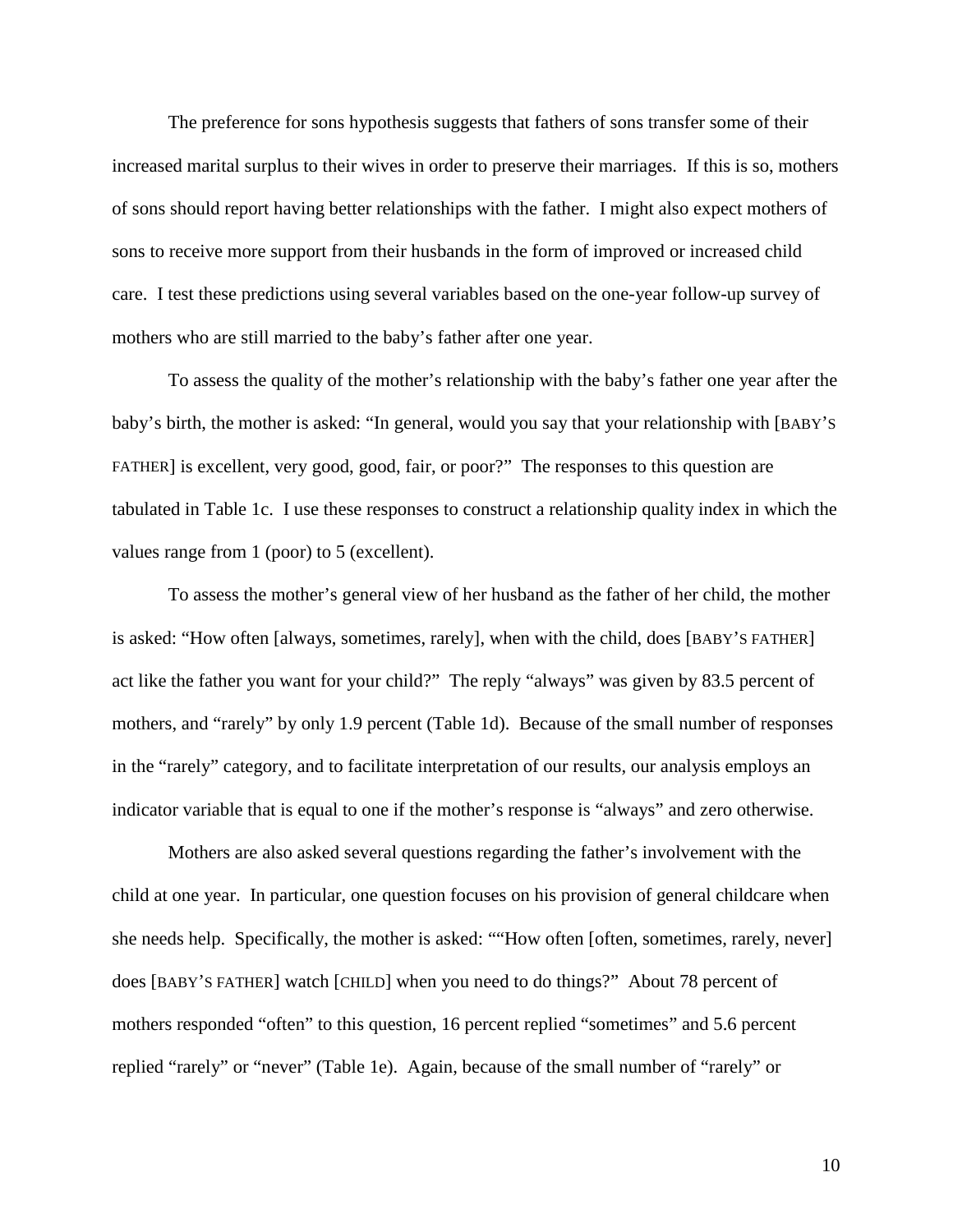The preference for sons hypothesis suggests that fathers of sons transfer some of their increased marital surplus to their wives in order to preserve their marriages. If this is so, mothers of sons should report having better relationships with the father. I might also expect mothers of sons to receive more support from their husbands in the form of improved or increased child care. I test these predictions using several variables based on the one-year follow-up survey of mothers who are still married to the baby's father after one year.

To assess the quality of the mother's relationship with the baby's father one year after the baby's birth, the mother is asked: "In general, would you say that your relationship with [BABY'S FATHER] is excellent, very good, good, fair, or poor?" The responses to this question are tabulated in Table 1c. I use these responses to construct a relationship quality index in which the values range from 1 (poor) to 5 (excellent).

To assess the mother's general view of her husband as the father of her child, the mother is asked: "How often [always, sometimes, rarely], when with the child, does [BABY'S FATHER] act like the father you want for your child?" The reply "always" was given by 83.5 percent of mothers, and "rarely" by only 1.9 percent (Table 1d). Because of the small number of responses in the "rarely" category, and to facilitate interpretation of our results, our analysis employs an indicator variable that is equal to one if the mother's response is "always" and zero otherwise.

Mothers are also asked several questions regarding the father's involvement with the child at one year. In particular, one question focuses on his provision of general childcare when she needs help. Specifically, the mother is asked: ""How often [often, sometimes, rarely, never] does [BABY'S FATHER] watch [CHILD] when you need to do things?" About 78 percent of mothers responded "often" to this question, 16 percent replied "sometimes" and 5.6 percent replied "rarely" or "never" (Table 1e). Again, because of the small number of "rarely" or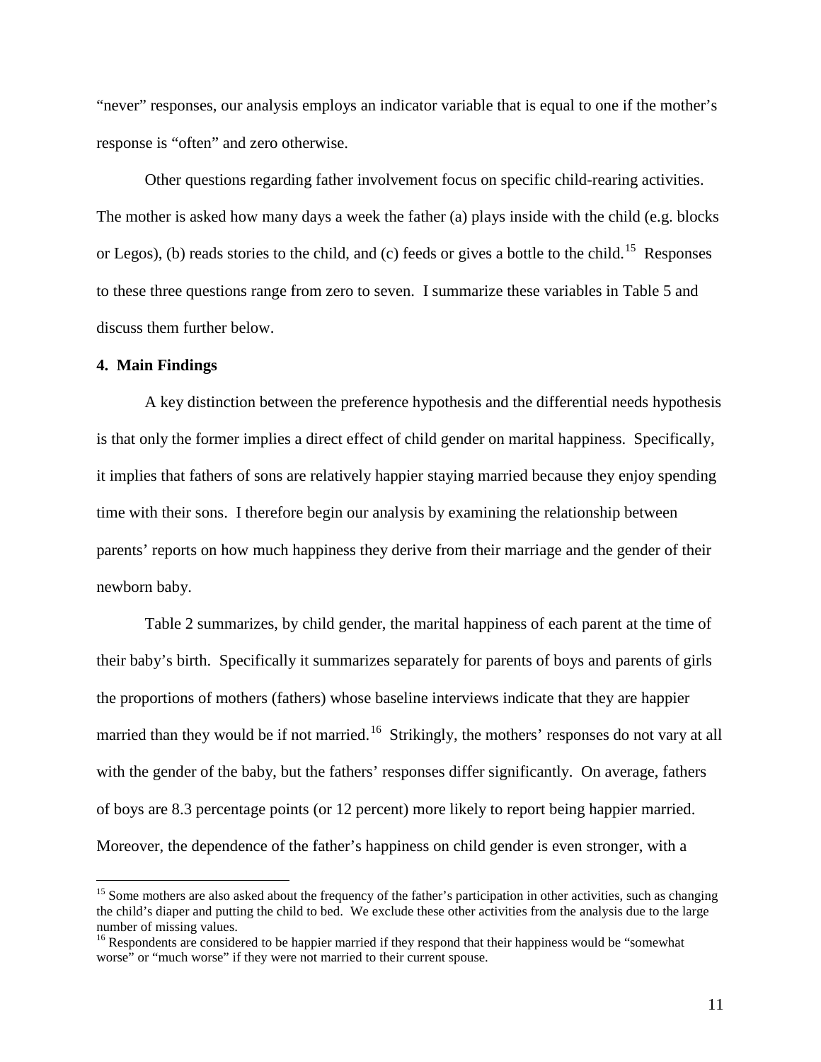"never" responses, our analysis employs an indicator variable that is equal to one if the mother's response is "often" and zero otherwise.

Other questions regarding father involvement focus on specific child-rearing activities. The mother is asked how many days a week the father (a) plays inside with the child (e.g. blocks or Legos), (b) reads stories to the child, and (c) feeds or gives a bottle to the child.[15] Responses to these three questions range from zero to seven. I summarize these variables in Table 5 and discuss them further below.

## 4. Main Findings

A key distinction between the preference hypothesis and the differential needs hypothesis is that only the former implies a direct effect of child gender on marital happiness. Specifically, it implies that fathers of sons are relatively happier staying married because they enjoy spending time with their sons. I therefore begin our analysis by examining the relationship between parents' reports on how much happiness they derive from their marriage and the gender of their newborn baby.

Table 2 summarizes, by child gender, the marital happiness of each parent at the time of their baby's birth. Specifically it summarizes separately for parents of boys and parents of girls the proportions of mothers (fathers) whose baseline interviews indicate that they are happier married than they would be if not married.[16] Strikingly, the mothers' responses do not vary at all with the gender of the baby, but the fathers' responses differ significantly. On average, fathers of boys are 8.3 percentage points (or 12 percent) more likely to report being happier married. Moreover, the dependence of the father's happiness on child gender is even stronger, with a

[15] Some mothers are also asked about the frequency of the father's participation in other activities, such as changing the child's diaper and putting the child to bed. We exclude these other activities from the analysis due to the large number of missing values.

[16] Respondents are considered to be happier married if they respond that their happiness would be "somewhat worse" or "much worse" if they were not married to their current spouse.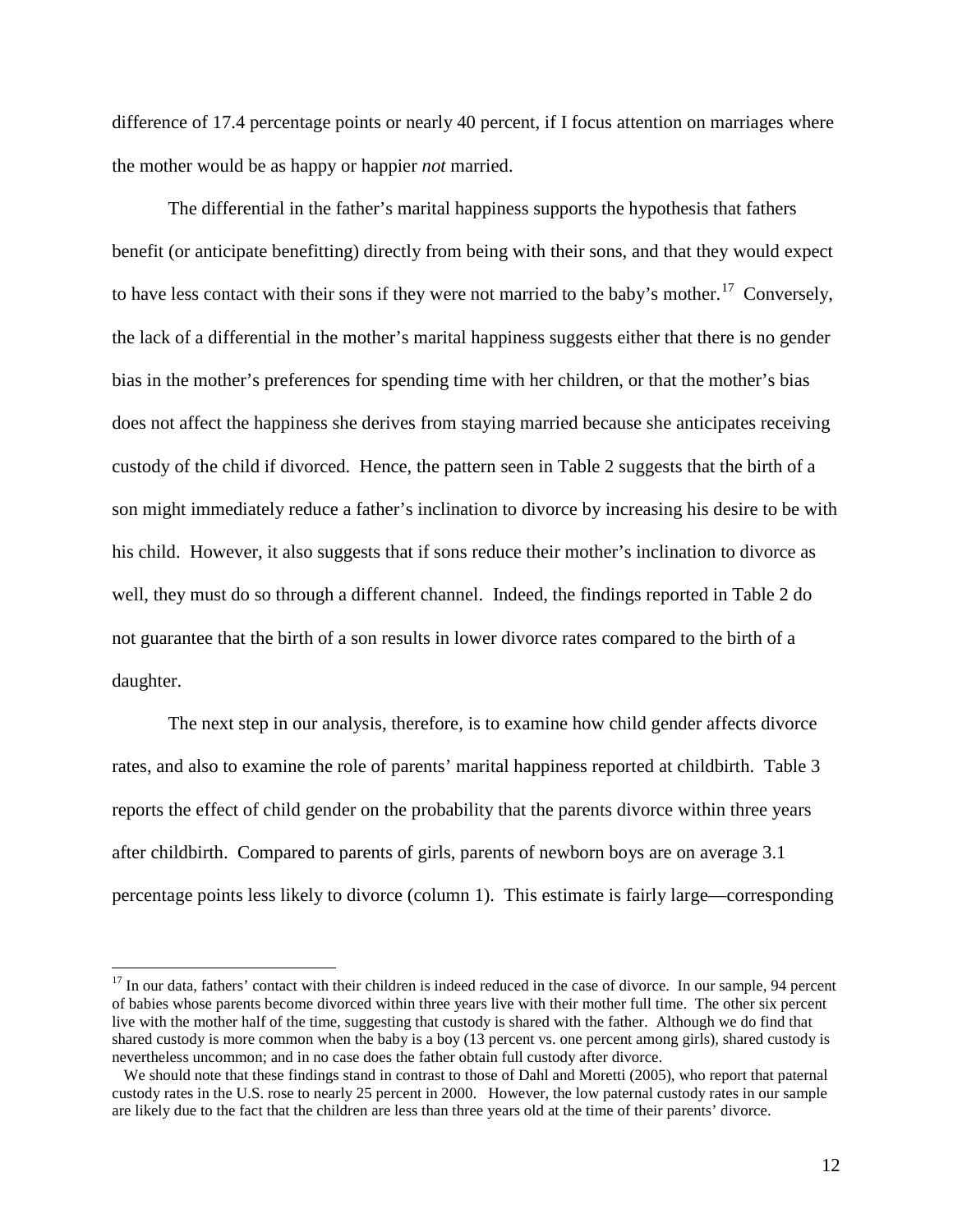difference of 17.4 percentage points or nearly 40 percent, if I focus attention on marriages where the mother would be as happy or happier *not* married.

The differential in the father's marital happiness supports the hypothesis that fathers benefit (or anticipate benefitting) directly from being with their sons, and that they would expect to have less contact with their sons if they were not married to the baby's mother.[17] Conversely, the lack of a differential in the mother's marital happiness suggests either that there is no gender bias in the mother's preferences for spending time with her children, or that the mother's bias does not affect the happiness she derives from staying married because she anticipates receiving custody of the child if divorced. Hence, the pattern seen in Table 2 suggests that the birth of a son might immediately reduce a father's inclination to divorce by increasing his desire to be with his child. However, it also suggests that if sons reduce their mother's inclination to divorce as well, they must do so through a different channel. Indeed, the findings reported in Table 2 do not guarantee that the birth of a son results in lower divorce rates compared to the birth of a daughter.

The next step in our analysis, therefore, is to examine how child gender affects divorce rates, and also to examine the role of parents' marital happiness reported at childbirth. Table 3 reports the effect of child gender on the probability that the parents divorce within three years after childbirth. Compared to parents of girls, parents of newborn boys are on average 3.1 percentage points less likely to divorce (column 1). This estimate is fairly large—corresponding

[17] In our data, fathers' contact with their children is indeed reduced in the case of divorce. In our sample, 94 percent of babies whose parents become divorced within three years live with their mother full time. The other six percent live with the mother half of the time, suggesting that custody is shared with the father. Although we do find that shared custody is more common when the baby is a boy (13 percent vs. one percent among girls), shared custody is nevertheless uncommon; and in no case does the father obtain full custody after divorce.

We should note that these findings stand in contrast to those of Dahl and Moretti (2005), who report that paternal custody rates in the U.S. rose to nearly 25 percent in 2000. However, the low paternal custody rates in our sample are likely due to the fact that the children are less than three years old at the time of their parents' divorce.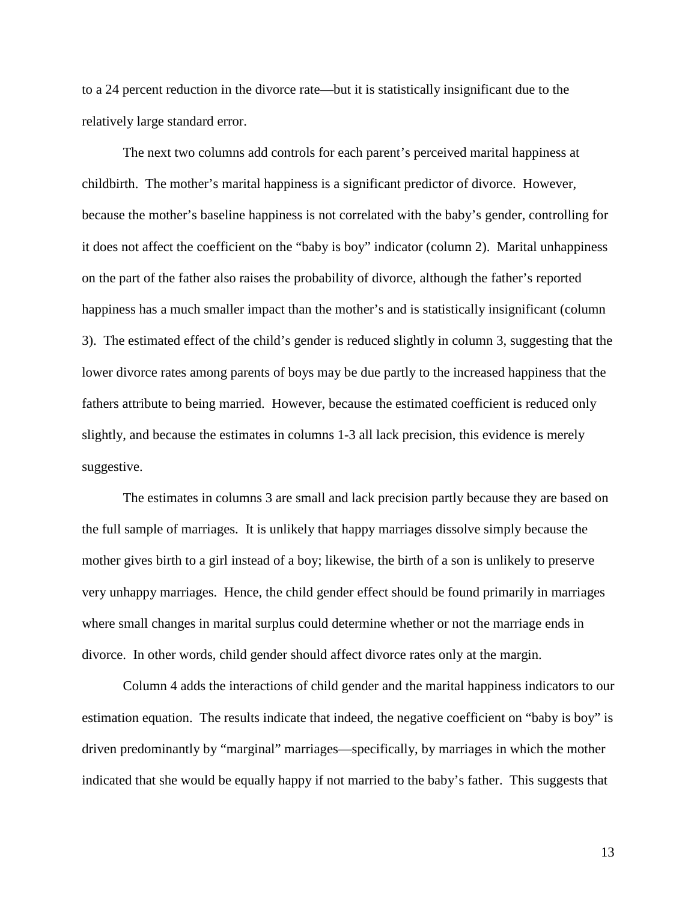to a 24 percent reduction in the divorce rate—but it is statistically insignificant due to the relatively large standard error.

The next two columns add controls for each parent's perceived marital happiness at childbirth. The mother's marital happiness is a significant predictor of divorce. However, because the mother's baseline happiness is not correlated with the baby's gender, controlling for it does not affect the coefficient on the "baby is boy" indicator (column 2). Marital unhappiness on the part of the father also raises the probability of divorce, although the father's reported happiness has a much smaller impact than the mother's and is statistically insignificant (column 3). The estimated effect of the child's gender is reduced slightly in column 3, suggesting that the lower divorce rates among parents of boys may be due partly to the increased happiness that the fathers attribute to being married. However, because the estimated coefficient is reduced only slightly, and because the estimates in columns 1-3 all lack precision, this evidence is merely suggestive.

The estimates in columns 3 are small and lack precision partly because they are based on the full sample of marriages. It is unlikely that happy marriages dissolve simply because the mother gives birth to a girl instead of a boy; likewise, the birth of a son is unlikely to preserve very unhappy marriages. Hence, the child gender effect should be found primarily in marriages where small changes in marital surplus could determine whether or not the marriage ends in divorce. In other words, child gender should affect divorce rates only at the margin.

Column 4 adds the interactions of child gender and the marital happiness indicators to our estimation equation. The results indicate that indeed, the negative coefficient on "baby is boy" is driven predominantly by "marginal" marriages—specifically, by marriages in which the mother indicated that she would be equally happy if not married to the baby's father. This suggests that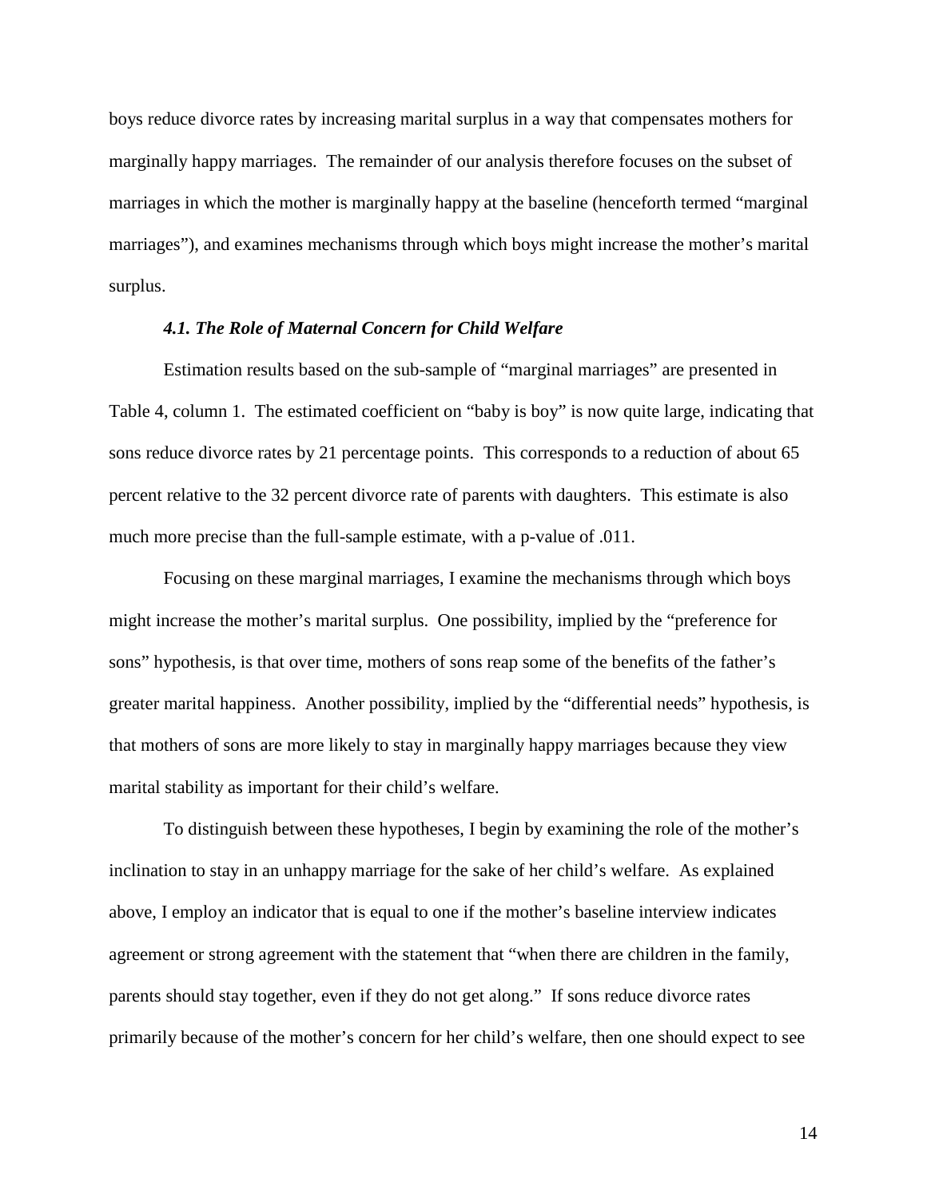boys reduce divorce rates by increasing marital surplus in a way that compensates mothers for marginally happy marriages. The remainder of our analysis therefore focuses on the subset of marriages in which the mother is marginally happy at the baseline (henceforth termed "marginal marriages"), and examines mechanisms through which boys might increase the mother's marital surplus.

### *4.1. The Role of Maternal Concern for Child Welfare*

Estimation results based on the sub-sample of "marginal marriages" are presented in Table 4, column 1. The estimated coefficient on "baby is boy" is now quite large, indicating that sons reduce divorce rates by 21 percentage points. This corresponds to a reduction of about 65 percent relative to the 32 percent divorce rate of parents with daughters. This estimate is also much more precise than the full-sample estimate, with a p-value of .011.

Focusing on these marginal marriages, I examine the mechanisms through which boys might increase the mother's marital surplus. One possibility, implied by the "preference for sons" hypothesis, is that over time, mothers of sons reap some of the benefits of the father's greater marital happiness. Another possibility, implied by the "differential needs" hypothesis, is that mothers of sons are more likely to stay in marginally happy marriages because they view marital stability as important for their child's welfare.

To distinguish between these hypotheses, I begin by examining the role of the mother's inclination to stay in an unhappy marriage for the sake of her child's welfare. As explained above, I employ an indicator that is equal to one if the mother's baseline interview indicates agreement or strong agreement with the statement that "when there are children in the family, parents should stay together, even if they do not get along." If sons reduce divorce rates primarily because of the mother's concern for her child's welfare, then one should expect to see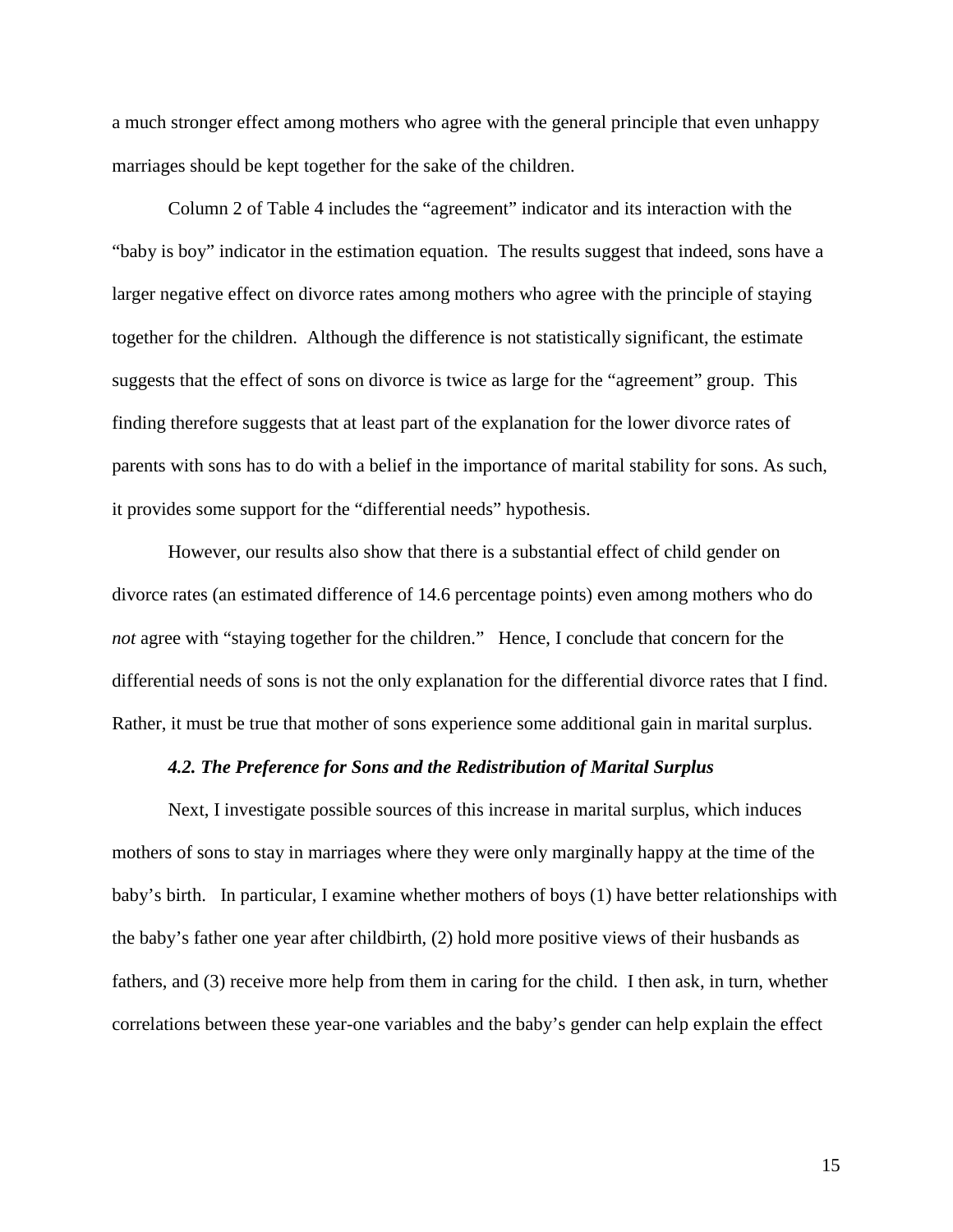a much stronger effect among mothers who agree with the general principle that even unhappy marriages should be kept together for the sake of the children.

Column 2 of Table 4 includes the "agreement" indicator and its interaction with the "baby is boy" indicator in the estimation equation. The results suggest that indeed, sons have a larger negative effect on divorce rates among mothers who agree with the principle of staying together for the children. Although the difference is not statistically significant, the estimate suggests that the effect of sons on divorce is twice as large for the "agreement" group. This finding therefore suggests that at least part of the explanation for the lower divorce rates of parents with sons has to do with a belief in the importance of marital stability for sons. As such, it provides some support for the "differential needs" hypothesis.

However, our results also show that there is a substantial effect of child gender on divorce rates (an estimated difference of 14.6 percentage points) even among mothers who do *not* agree with "staying together for the children." Hence, I conclude that concern for the differential needs of sons is not the only explanation for the differential divorce rates that I find. Rather, it must be true that mother of sons experience some additional gain in marital surplus.

### *4.2. The Preference for Sons and the Redistribution of Marital Surplus*

Next, I investigate possible sources of this increase in marital surplus, which induces mothers of sons to stay in marriages where they were only marginally happy at the time of the baby's birth. In particular, I examine whether mothers of boys (1) have better relationships with the baby's father one year after childbirth, (2) hold more positive views of their husbands as fathers, and (3) receive more help from them in caring for the child. I then ask, in turn, whether correlations between these year-one variables and the baby's gender can help explain the effect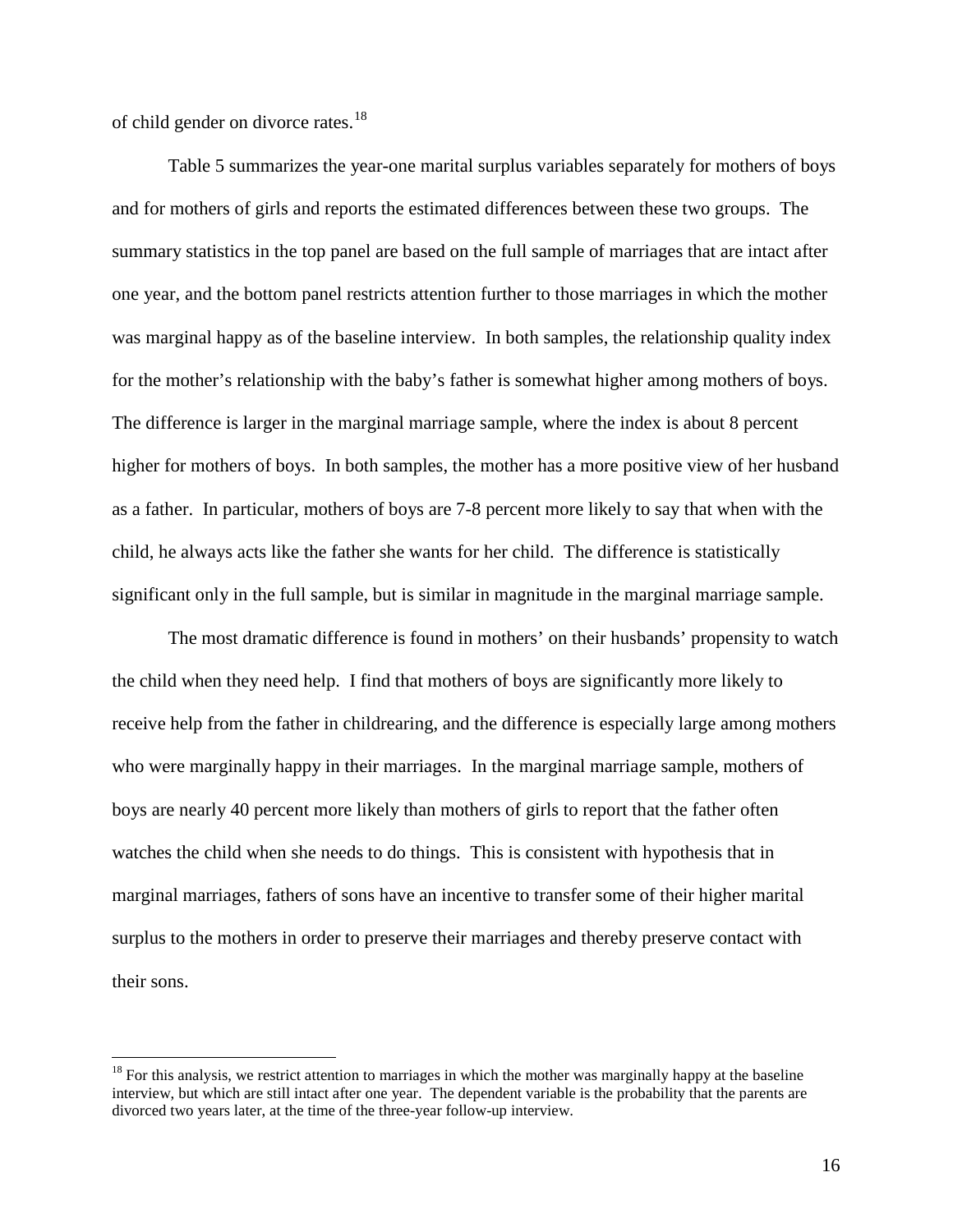of child gender on divorce rates.[18]

Table 5 summarizes the year-one marital surplus variables separately for mothers of boys and for mothers of girls and reports the estimated differences between these two groups. The summary statistics in the top panel are based on the full sample of marriages that are intact after one year, and the bottom panel restricts attention further to those marriages in which the mother was marginal happy as of the baseline interview. In both samples, the relationship quality index for the mother's relationship with the baby's father is somewhat higher among mothers of boys. The difference is larger in the marginal marriage sample, where the index is about 8 percent higher for mothers of boys. In both samples, the mother has a more positive view of her husband as a father. In particular, mothers of boys are 7-8 percent more likely to say that when with the child, he always acts like the father she wants for her child. The difference is statistically significant only in the full sample, but is similar in magnitude in the marginal marriage sample.

The most dramatic difference is found in mothers' on their husbands' propensity to watch the child when they need help. I find that mothers of boys are significantly more likely to receive help from the father in childrearing, and the difference is especially large among mothers who were marginally happy in their marriages. In the marginal marriage sample, mothers of boys are nearly 40 percent more likely than mothers of girls to report that the father often watches the child when she needs to do things. This is consistent with hypothesis that in marginal marriages, fathers of sons have an incentive to transfer some of their higher marital surplus to the mothers in order to preserve their marriages and thereby preserve contact with their sons.

[18] For this analysis, we restrict attention to marriages in which the mother was marginally happy at the baseline interview, but which are still intact after one year. The dependent variable is the probability that the parents are divorced two years later, at the time of the three-year follow-up interview.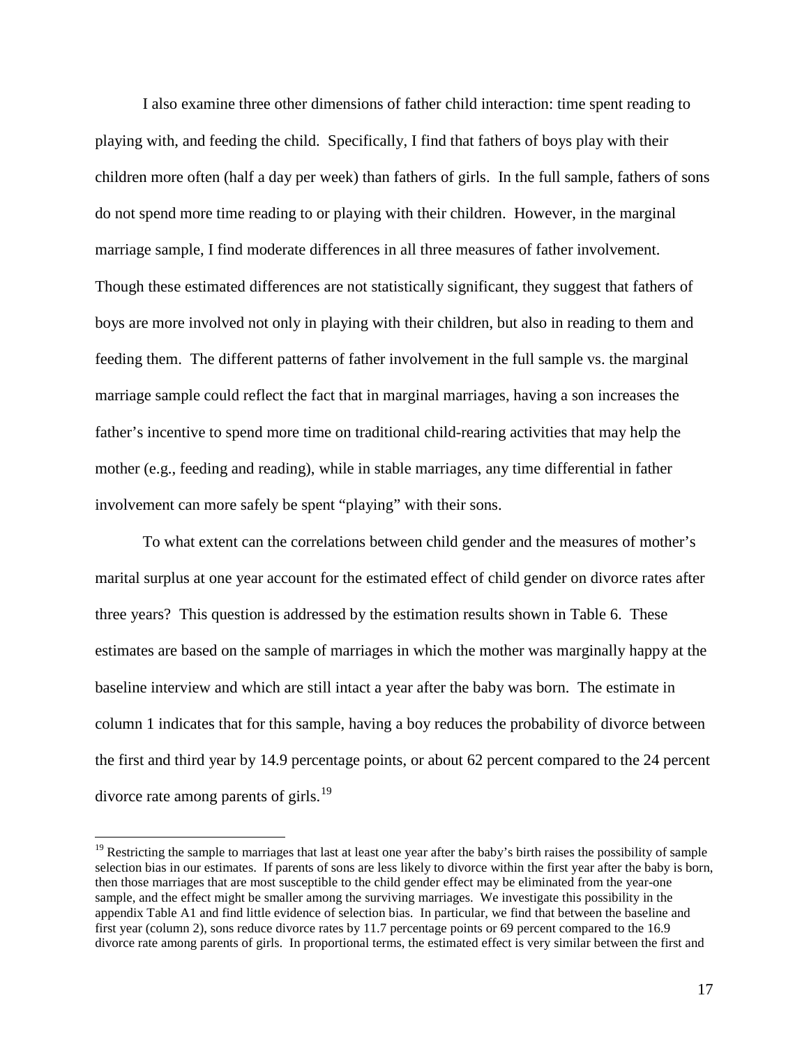I also examine three other dimensions of father child interaction: time spent reading to playing with, and feeding the child. Specifically, I find that fathers of boys play with their children more often (half a day per week) than fathers of girls. In the full sample, fathers of sons do not spend more time reading to or playing with their children. However, in the marginal marriage sample, I find moderate differences in all three measures of father involvement. Though these estimated differences are not statistically significant, they suggest that fathers of boys are more involved not only in playing with their children, but also in reading to them and feeding them. The different patterns of father involvement in the full sample vs. the marginal marriage sample could reflect the fact that in marginal marriages, having a son increases the father's incentive to spend more time on traditional child-rearing activities that may help the mother (e.g., feeding and reading), while in stable marriages, any time differential in father involvement can more safely be spent "playing" with their sons.

To what extent can the correlations between child gender and the measures of mother's marital surplus at one year account for the estimated effect of child gender on divorce rates after three years? This question is addressed by the estimation results shown in Table 6. These estimates are based on the sample of marriages in which the mother was marginally happy at the baseline interview and which are still intact a year after the baby was born. The estimate in column 1 indicates that for this sample, having a boy reduces the probability of divorce between the first and third year by 14.9 percentage points, or about 62 percent compared to the 24 percent divorce rate among parents of girls.[19]

[19] Restricting the sample to marriages that last at least one year after the baby's birth raises the possibility of sample selection bias in our estimates. If parents of sons are less likely to divorce within the first year after the baby is born, then those marriages that are most susceptible to the child gender effect may be eliminated from the year-one sample, and the effect might be smaller among the surviving marriages. We investigate this possibility in the appendix Table A1 and find little evidence of selection bias. In particular, we find that between the baseline and first year (column 2), sons reduce divorce rates by 11.7 percentage points or 69 percent compared to the 16.9 divorce rate among parents of girls. In proportional terms, the estimated effect is very similar between the first and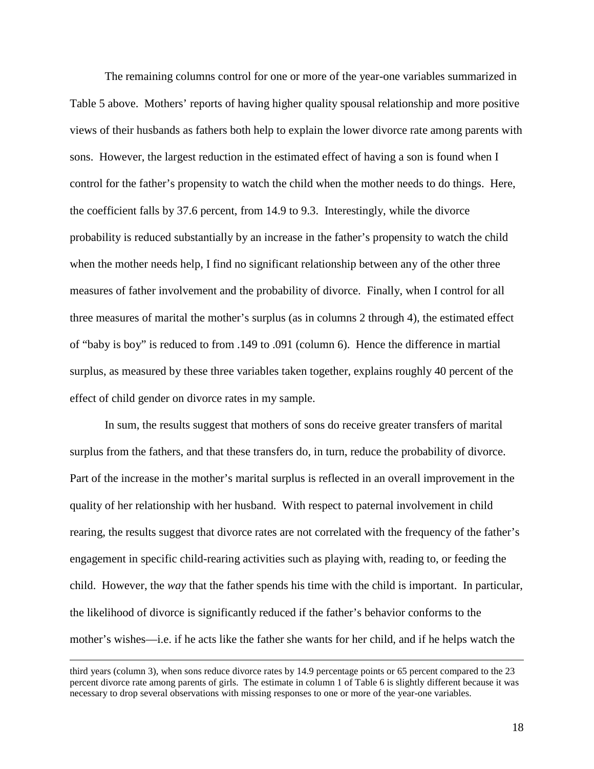The remaining columns control for one or more of the year-one variables summarized in Table 5 above. Mothers' reports of having higher quality spousal relationship and more positive views of their husbands as fathers both help to explain the lower divorce rate among parents with sons. However, the largest reduction in the estimated effect of having a son is found when I control for the father's propensity to watch the child when the mother needs to do things. Here, the coefficient falls by 37.6 percent, from 14.9 to 9.3. Interestingly, while the divorce probability is reduced substantially by an increase in the father's propensity to watch the child when the mother needs help, I find no significant relationship between any of the other three measures of father involvement and the probability of divorce. Finally, when I control for all three measures of marital the mother's surplus (as in columns 2 through 4), the estimated effect of "baby is boy" is reduced to from .149 to .091 (column 6). Hence the difference in martial surplus, as measured by these three variables taken together, explains roughly 40 percent of the effect of child gender on divorce rates in my sample.

In sum, the results suggest that mothers of sons do receive greater transfers of marital surplus from the fathers, and that these transfers do, in turn, reduce the probability of divorce. Part of the increase in the mother's marital surplus is reflected in an overall improvement in the quality of her relationship with her husband. With respect to paternal involvement in child rearing, the results suggest that divorce rates are not correlated with the frequency of the father's engagement in specific child-rearing activities such as playing with, reading to, or feeding the child. However, the *way* that the father spends his time with the child is important. In particular, the likelihood of divorce is significantly reduced if the father's behavior conforms to the mother's wishes—i.e. if he acts like the father she wants for her child, and if he helps watch the

---

third years (column 3), when sons reduce divorce rates by 14.9 percentage points or 65 percent compared to the 23 percent divorce rate among parents of girls. The estimate in column 1 of Table 6 is slightly different because it was necessary to drop several observations with missing responses to one or more of the year-one variables.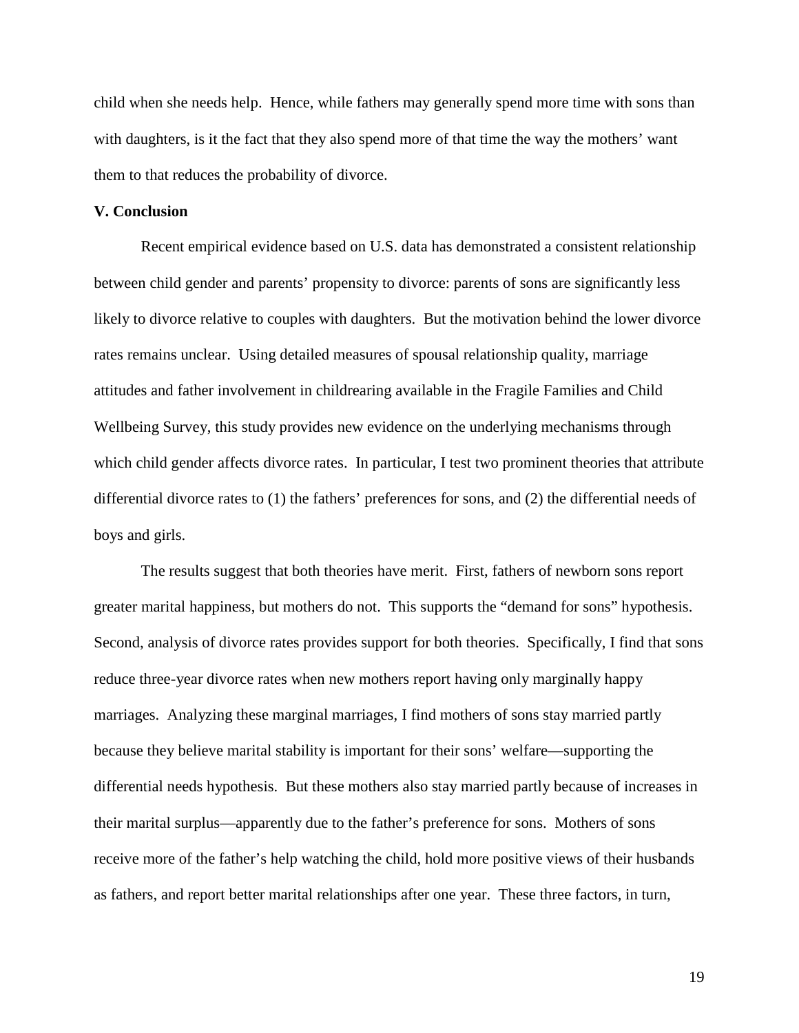child when she needs help. Hence, while fathers may generally spend more time with sons than with daughters, is it the fact that they also spend more of that time the way the mothers' want them to that reduces the probability of divorce.

## V. Conclusion

Recent empirical evidence based on U.S. data has demonstrated a consistent relationship between child gender and parents' propensity to divorce: parents of sons are significantly less likely to divorce relative to couples with daughters. But the motivation behind the lower divorce rates remains unclear. Using detailed measures of spousal relationship quality, marriage attitudes and father involvement in childrearing available in the Fragile Families and Child Wellbeing Survey, this study provides new evidence on the underlying mechanisms through which child gender affects divorce rates. In particular, I test two prominent theories that attribute differential divorce rates to (1) the fathers' preferences for sons, and (2) the differential needs of boys and girls.

The results suggest that both theories have merit. First, fathers of newborn sons report greater marital happiness, but mothers do not. This supports the "demand for sons" hypothesis. Second, analysis of divorce rates provides support for both theories. Specifically, I find that sons reduce three-year divorce rates when new mothers report having only marginally happy marriages. Analyzing these marginal marriages, I find mothers of sons stay married partly because they believe marital stability is important for their sons' welfare—supporting the differential needs hypothesis. But these mothers also stay married partly because of increases in their marital surplus—apparently due to the father's preference for sons. Mothers of sons receive more of the father's help watching the child, hold more positive views of their husbands as fathers, and report better marital relationships after one year. These three factors, in turn,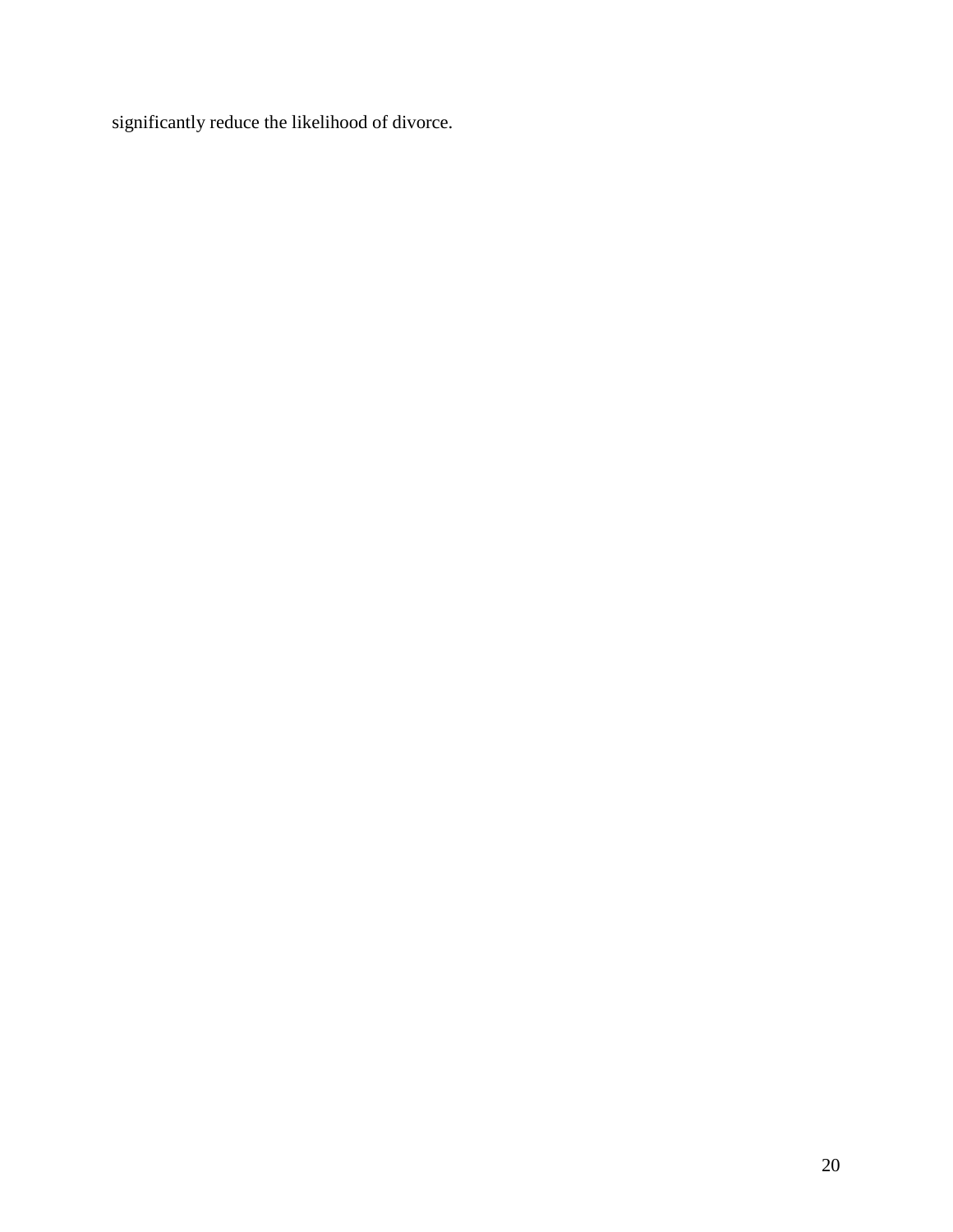significantly reduce the likelihood of divorce.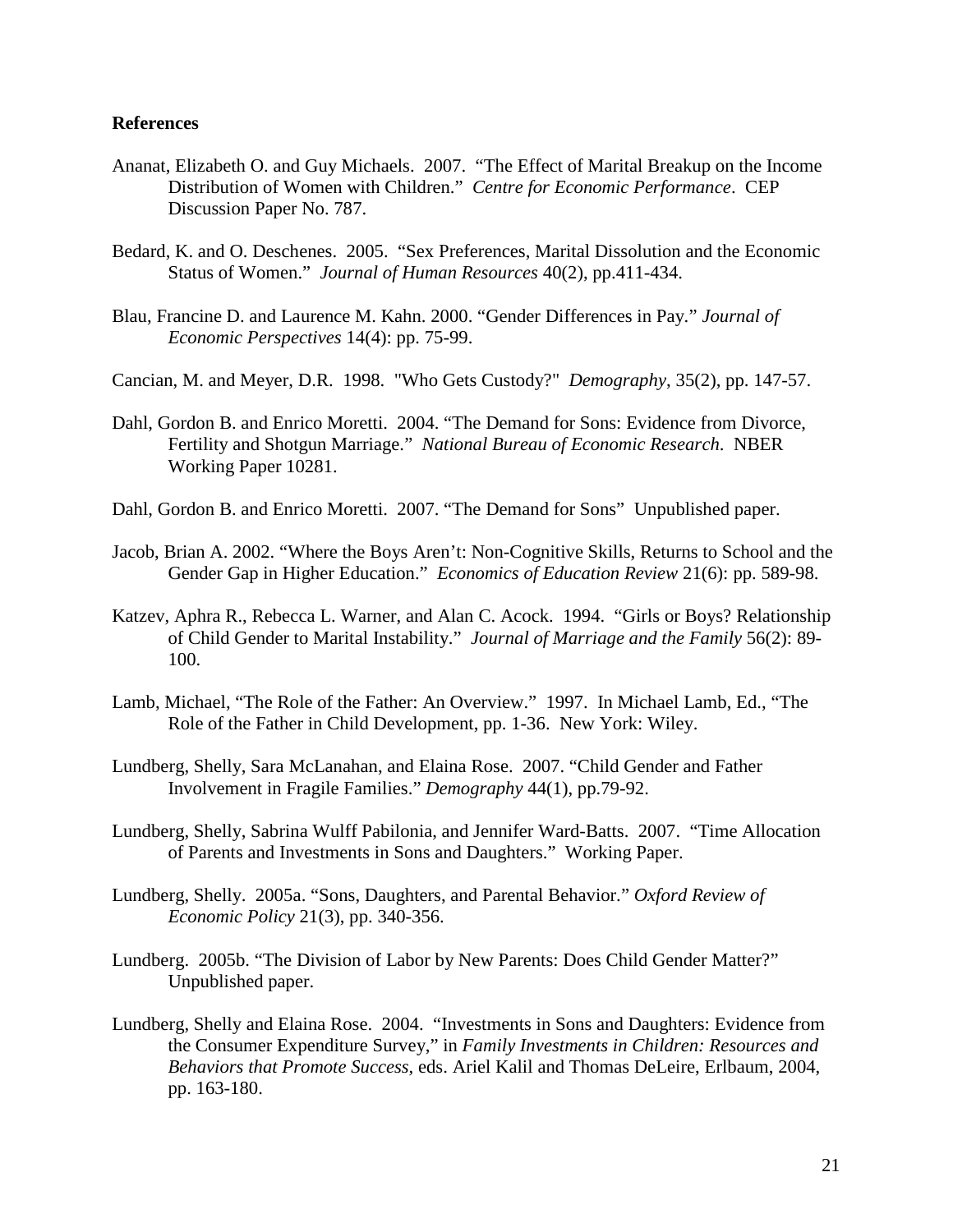**References**

Ananat, Elizabeth O. and Guy Michaels. 2007. "The Effect of Marital Breakup on the Income Distribution of Women with Children." *Centre for Economic Performance*. CEP Discussion Paper No. 787.

Bedard, K. and O. Deschenes. 2005. "Sex Preferences, Marital Dissolution and the Economic Status of Women." *Journal of Human Resources* 40(2), pp.411-434.

Blau, Francine D. and Laurence M. Kahn. 2000. "Gender Differences in Pay." *Journal of Economic Perspectives* 14(4): pp. 75-99.

Cancian, M. and Meyer, D.R. 1998. "Who Gets Custody?" *Demography*, 35(2), pp. 147-57.

Dahl, Gordon B. and Enrico Moretti. 2004. "The Demand for Sons: Evidence from Divorce, Fertility and Shotgun Marriage." *National Bureau of Economic Research*. NBER Working Paper 10281.

Dahl, Gordon B. and Enrico Moretti. 2007. "The Demand for Sons" Unpublished paper.

Jacob, Brian A. 2002. "Where the Boys Aren't: Non-Cognitive Skills, Returns to School and the Gender Gap in Higher Education." *Economics of Education Review* 21(6): pp. 589-98.

Katzev, Aphra R., Rebecca L. Warner, and Alan C. Acock. 1994. "Girls or Boys? Relationship of Child Gender to Marital Instability." *Journal of Marriage and the Family* 56(2): 89-100.

Lamb, Michael, "The Role of the Father: An Overview." 1997. In Michael Lamb, Ed., "The Role of the Father in Child Development, pp. 1-36. New York: Wiley.

Lundberg, Shelly, Sara McLanahan, and Elaina Rose. 2007. "Child Gender and Father Involvement in Fragile Families." *Demography* 44(1), pp.79-92.

Lundberg, Shelly, Sabrina Wulff Pabilonia, and Jennifer Ward-Batts. 2007. "Time Allocation of Parents and Investments in Sons and Daughters." Working Paper.

Lundberg, Shelly. 2005a. "Sons, Daughters, and Parental Behavior." *Oxford Review of Economic Policy* 21(3), pp. 340-356.

Lundberg. 2005b. "The Division of Labor by New Parents: Does Child Gender Matter?" Unpublished paper.

Lundberg, Shelly and Elaina Rose. 2004. "Investments in Sons and Daughters: Evidence from the Consumer Expenditure Survey," in *Family Investments in Children: Resources and Behaviors that Promote Success*, eds. Ariel Kalil and Thomas DeLeire, Erlbaum, 2004, pp. 163-180.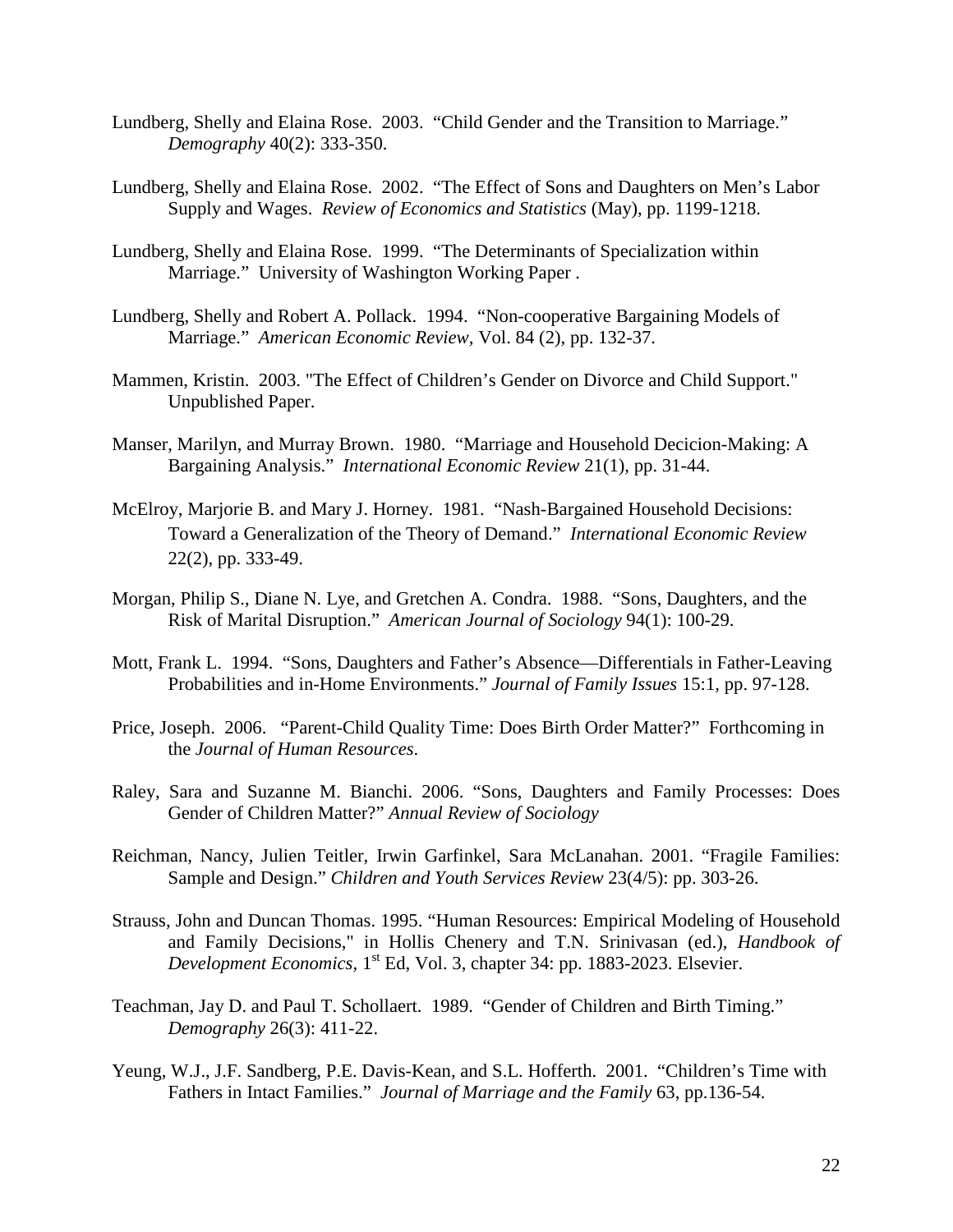Lundberg, Shelly and Elaina Rose. 2003. "Child Gender and the Transition to Marriage." *Demography* 40(2): 333-350.

Lundberg, Shelly and Elaina Rose. 2002. "The Effect of Sons and Daughters on Men's Labor Supply and Wages. *Review of Economics and Statistics* (May), pp. 1199-1218.

Lundberg, Shelly and Elaina Rose. 1999. "The Determinants of Specialization within Marriage." University of Washington Working Paper .

Lundberg, Shelly and Robert A. Pollack. 1994. "Non-cooperative Bargaining Models of Marriage." *American Economic Review*, Vol. 84 (2), pp. 132-37.

Mammen, Kristin. 2003. "The Effect of Children's Gender on Divorce and Child Support." Unpublished Paper.

Manser, Marilyn, and Murray Brown. 1980. "Marriage and Household Decicion-Making: A Bargaining Analysis." *International Economic Review* 21(1), pp. 31-44.

McElroy, Marjorie B. and Mary J. Horney. 1981. "Nash-Bargained Household Decisions: Toward a Generalization of the Theory of Demand." *International Economic Review* 22(2), pp. 333-49.

Morgan, Philip S., Diane N. Lye, and Gretchen A. Condra. 1988. "Sons, Daughters, and the Risk of Marital Disruption." *American Journal of Sociology* 94(1): 100-29.

Mott, Frank L. 1994. "Sons, Daughters and Father's Absence—Differentials in Father-Leaving Probabilities and in-Home Environments." *Journal of Family Issues* 15:1, pp. 97-128.

Price, Joseph. 2006. "Parent-Child Quality Time: Does Birth Order Matter?" Forthcoming in the *Journal of Human Resources*.

Raley, Sara and Suzanne M. Bianchi. 2006. "Sons, Daughters and Family Processes: Does Gender of Children Matter?" *Annual Review of Sociology*

Reichman, Nancy, Julien Teitler, Irwin Garfinkel, Sara McLanahan. 2001. "Fragile Families: Sample and Design." *Children and Youth Services Review* 23(4/5): pp. 303-26.

Strauss, John and Duncan Thomas. 1995. "Human Resources: Empirical Modeling of Household and Family Decisions," in Hollis Chenery and T.N. Srinivasan (ed.), *Handbook of Development Economics*, 1st Ed, Vol. 3, chapter 34: pp. 1883-2023. Elsevier.

Teachman, Jay D. and Paul T. Schollaert. 1989. "Gender of Children and Birth Timing." *Demography* 26(3): 411-22.

Yeung, W.J., J.F. Sandberg, P.E. Davis-Kean, and S.L. Hofferth. 2001. "Children's Time with Fathers in Intact Families." *Journal of Marriage and the Family* 63, pp.136-54.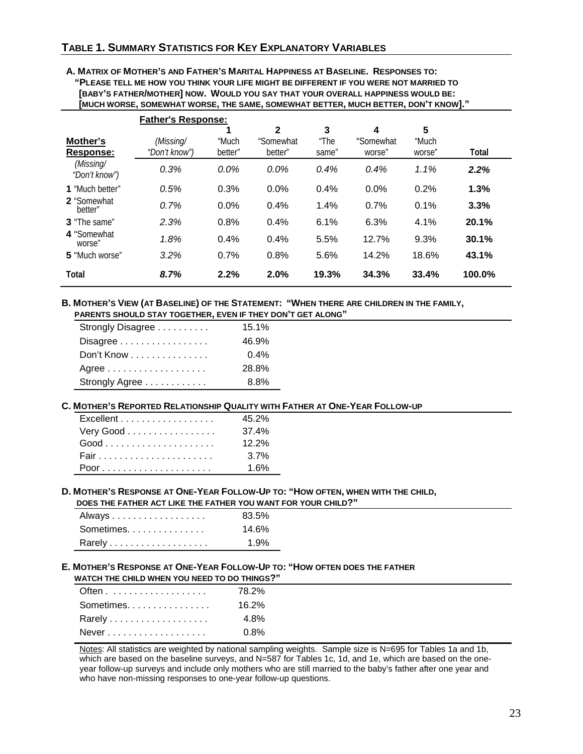## TABLE 1. SUMMARY STATISTICS FOR KEY EXPLANATORY VARIABLES

### A. MATRIX OF MOTHER'S AND FATHER'S MARITAL HAPPINESS AT BASELINE. RESPONSES TO: "PLEASE TELL ME HOW YOU THINK YOUR LIFE MIGHT BE DIFFERENT IF YOU WERE NOT MARRIED TO [BABY'S FATHER/MOTHER] NOW. WOULD YOU SAY THAT YOUR OVERALL HAPPINESS WOULD BE: [MUCH WORSE, SOMEWHAT WORSE, THE SAME, SOMEWHAT BETTER, MUCH BETTER, DON'T KNOW]."

| | **Father's Response:** | | | | | | |
|---|---|---|---|---|---|---|---|
| **Mother's Response:** | *(Missing/ "Don't know")* | **1** "Much better" | **2** "Somewhat better" | **3** "The same" | **4** "Somewhat worse" | **5** "Much worse" | **Total** |
| *(Missing/ "Don't know")* | *0.3%* | *0.0%* | *0.0%* | *0.4%* | *0.4%* | *1.1%* | ***2.2%*** |
| **1** "Much better" | *0.5%* | 0.3% | 0.0% | 0.4% | 0.0% | 0.2% | **1.3%** |
| **2** "Somewhat better" | *0.7%* | 0.0% | 0.4% | 1.4% | 0.7% | 0.1% | **3.3%** |
| **3** "The same" | *2.3%* | 0.8% | 0.4% | 6.1% | 6.3% | 4.1% | **20.1%** |
| **4** "Somewhat worse" | *1.8%* | 0.4% | 0.4% | 5.5% | 12.7% | 9.3% | **30.1%** |
| **5** "Much worse" | *3.2%* | 0.7% | 0.8% | 5.6% | 14.2% | 18.6% | **43.1%** |
| **Total** | ***8.7%*** | **2.2%** | **2.0%** | **19.3%** | **34.3%** | **33.4%** | **100.0%** |

### B. MOTHER'S VIEW (AT BASELINE) OF THE STATEMENT: "WHEN THERE ARE CHILDREN IN THE FAMILY, PARENTS SHOULD STAY TOGETHER, EVEN IF THEY DON'T GET ALONG"

| | |
|---|---|
| Strongly Disagree | 15.1% |
| Disagree | 46.9% |
| Don't Know | 0.4% |
| Agree | 28.8% |
| Strongly Agree | 8.8% |

### C. MOTHER'S REPORTED RELATIONSHIP QUALITY WITH FATHER AT ONE-YEAR FOLLOW-UP

| | |
|---|---|
| Excellent | 45.2% |
| Very Good | 37.4% |
| Good | 12.2% |
| Fair | 3.7% |
| Poor | 1.6% |

### D. MOTHER'S RESPONSE AT ONE-YEAR FOLLOW-UP TO: "HOW OFTEN, WHEN WITH THE CHILD, DOES THE FATHER ACT LIKE THE FATHER YOU WANT FOR YOUR CHILD?"

| | |
|---|---|
| Always | 83.5% |
| Sometimes | 14.6% |
| Rarely | 1.9% |

### E. MOTHER'S RESPONSE AT ONE-YEAR FOLLOW-UP TO: "HOW OFTEN DOES THE FATHER WATCH THE CHILD WHEN YOU NEED TO DO THINGS?"

| | |
|---|---|
| Often | 78.2% |
| Sometimes | 16.2% |
| Rarely | 4.8% |
| Never | 0.8% |

Notes: All statistics are weighted by national sampling weights. Sample size is N=695 for Tables 1a and 1b, which are based on the baseline surveys, and N=587 for Tables 1c, 1d, and 1e, which are based on the one-year follow-up surveys and include only mothers who are still married to the baby's father after one year and who have non-missing responses to one-year follow-up questions.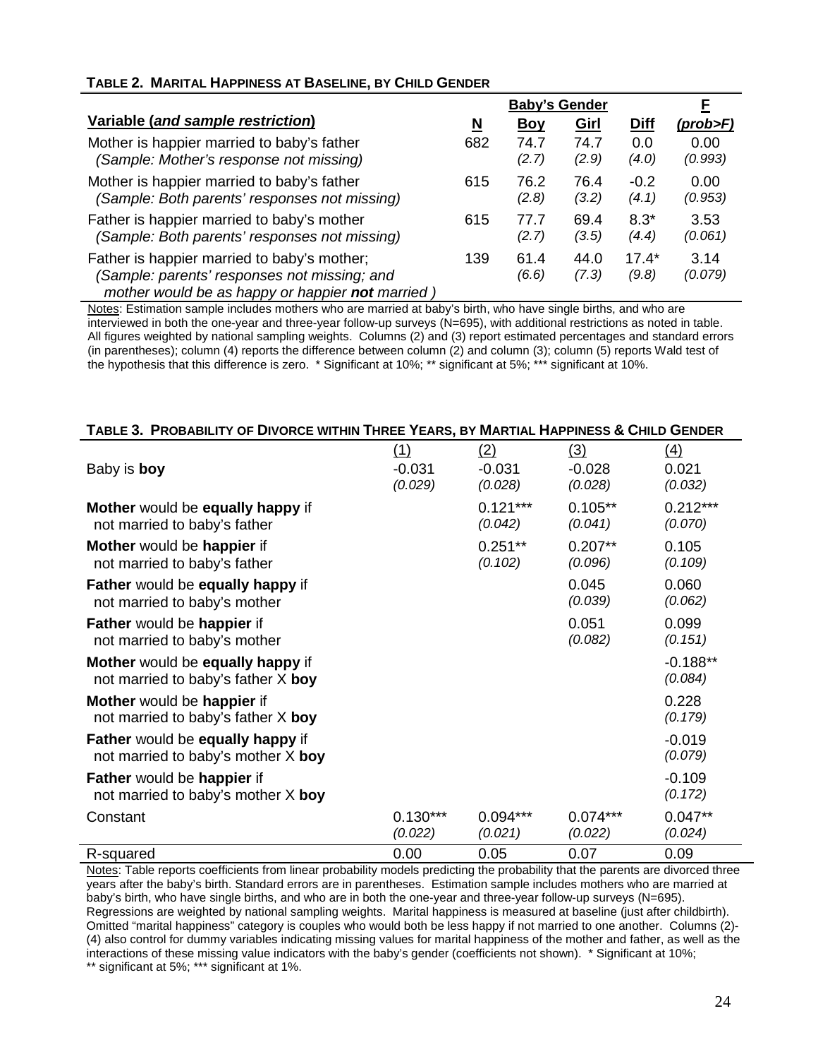**TABLE 2. MARITAL HAPPINESS AT BASELINE, BY CHILD GENDER**

| Variable (*and sample restriction*) | N | Baby's Gender: Boy | Girl | Diff | F (*prob>F*) |
|---|---|---|---|---|---|
| Mother is happier married to baby's father *(Sample: Mother's response not missing)* | 682 | 74.7 *(2.7)* | 74.7 *(2.9)* | 0.0 *(4.0)* | 0.00 *(0.993)* |
| Mother is happier married to baby's father *(Sample: Both parents' responses not missing)* | 615 | 76.2 *(2.8)* | 76.4 *(3.2)* | -0.2 *(4.1)* | 0.00 *(0.953)* |
| Father is happier married to baby's mother *(Sample: Both parents' responses not missing)* | 615 | 77.7 *(2.7)* | 69.4 *(3.5)* | 8.3* *(4.4)* | 3.53 *(0.061)* |
| Father is happier married to baby's mother; *(Sample: parents' responses not missing; and mother would be as happy or happier **not** married )* | 139 | 61.4 *(6.6)* | 44.0 *(7.3)* | 17.4* *(9.8)* | 3.14 *(0.079)* |

Notes: Estimation sample includes mothers who are married at baby's birth, who have single births, and who are interviewed in both the one-year and three-year follow-up surveys (N=695), with additional restrictions as noted in table. All figures weighted by national sampling weights. Columns (2) and (3) report estimated percentages and standard errors (in parentheses); column (4) reports the difference between column (2) and column (3); column (5) reports Wald test of the hypothesis that this difference is zero. * Significant at 10%; ** significant at 5%; *** significant at 10%.

**TABLE 3. PROBABILITY OF DIVORCE WITHIN THREE YEARS, BY MARTIAL HAPPINESS & CHILD GENDER**

| | (1) | (2) | (3) | (4) |
|---|---|---|---|---|
| Baby is **boy** | -0.031 *(0.029)* | -0.031 *(0.028)* | -0.028 *(0.028)* | 0.021 *(0.032)* |
| **Mother** would be **equally happy** if not married to baby's father | | 0.121*** *(0.042)* | 0.105** *(0.041)* | 0.212*** *(0.070)* |
| **Mother** would be **happier** if not married to baby's father | | 0.251** *(0.102)* | 0.207** *(0.096)* | 0.105 *(0.109)* |
| **Father** would be **equally happy** if not married to baby's mother | | | 0.045 *(0.039)* | 0.060 *(0.062)* |
| **Father** would be **happier** if not married to baby's mother | | | 0.051 *(0.082)* | 0.099 *(0.151)* |
| **Mother** would be **equally happy** if not married to baby's father X **boy** | | | | -0.188** *(0.084)* |
| **Mother** would be **happier** if not married to baby's father X **boy** | | | | 0.228 *(0.179)* |
| **Father** would be **equally happy** if not married to baby's mother X **boy** | | | | -0.019 *(0.079)* |
| **Father** would be **happier** if not married to baby's mother X **boy** | | | | -0.109 *(0.172)* |
| Constant | 0.130*** *(0.022)* | 0.094*** *(0.021)* | 0.074*** *(0.022)* | 0.047** *(0.024)* |
| R-squared | 0.00 | 0.05 | 0.07 | 0.09 |

Notes: Table reports coefficients from linear probability models predicting the probability that the parents are divorced three years after the baby's birth. Standard errors are in parentheses. Estimation sample includes mothers who are married at baby's birth, who have single births, and who are in both the one-year and three-year follow-up surveys (N=695). Regressions are weighted by national sampling weights. Marital happiness is measured at baseline (just after childbirth). Omitted "marital happiness" category is couples who would both be less happy if not married to one another. Columns (2)-(4) also control for dummy variables indicating missing values for marital happiness of the mother and father, as well as the interactions of these missing value indicators with the baby's gender (coefficients not shown). * Significant at 10%; ** significant at 5%; *** significant at 1%.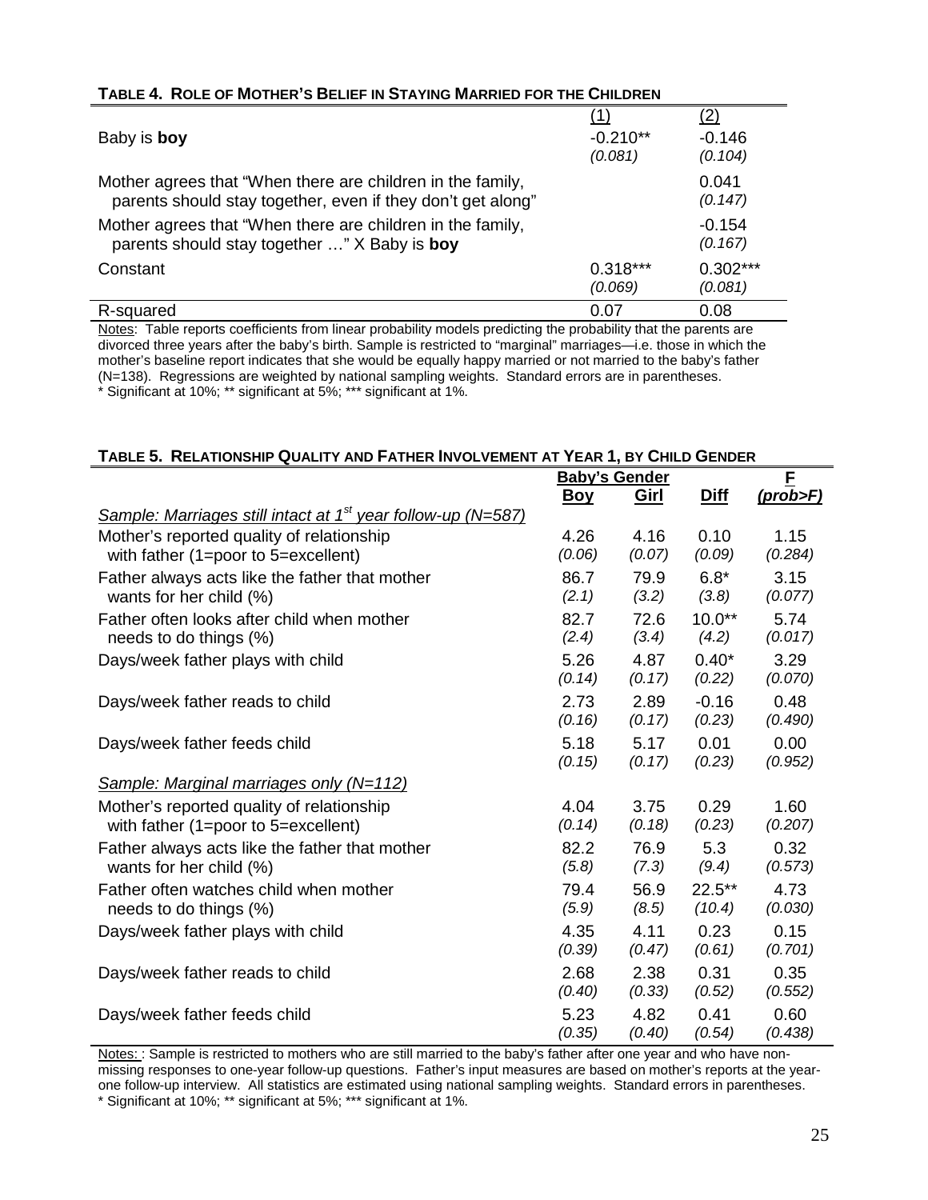**TABLE 4. ROLE OF MOTHER'S BELIEF IN STAYING MARRIED FOR THE CHILDREN**

| | (1) | (2) |
|---|---|---|
| Baby is **boy** | -0.210** | -0.146 |
| | *(0.081)* | *(0.104)* |
| Mother agrees that "When there are children in the family, parents should stay together, even if they don't get along" | | 0.041 |
| | | *(0.147)* |
| Mother agrees that "When there are children in the family, parents should stay together …" X Baby is **boy** | | -0.154 |
| | | *(0.167)* |
| Constant | 0.318*** | 0.302*** |
| | *(0.069)* | *(0.081)* |
| R-squared | 0.07 | 0.08 |

Notes: Table reports coefficients from linear probability models predicting the probability that the parents are divorced three years after the baby's birth. Sample is restricted to "marginal" marriages—i.e. those in which the mother's baseline report indicates that she would be equally happy married or not married to the baby's father (N=138). Regressions are weighted by national sampling weights. Standard errors are in parentheses.
* Significant at 10%; ** significant at 5%; *** significant at 1%.

**TABLE 5. RELATIONSHIP QUALITY AND FATHER INVOLVEMENT AT YEAR 1, BY CHILD GENDER**

| | Baby's Gender | | | F |
|---|---|---|---|---|
| | Boy | Girl | Diff | (prob>F) |
| *Sample: Marriages still intact at 1st year follow-up (N=587)* | | | | |
| Mother's reported quality of relationship with father (1=poor to 5=excellent) | 4.26 | 4.16 | 0.10 | 1.15 |
| | *(0.06)* | *(0.07)* | *(0.09)* | *(0.284)* |
| Father always acts like the father that mother wants for her child (%) | 86.7 | 79.9 | 6.8* | 3.15 |
| | *(2.1)* | *(3.2)* | *(3.8)* | *(0.077)* |
| Father often looks after child when mother needs to do things (%) | 82.7 | 72.6 | 10.0** | 5.74 |
| | *(2.4)* | *(3.4)* | *(4.2)* | *(0.017)* |
| Days/week father plays with child | 5.26 | 4.87 | 0.40* | 3.29 |
| | *(0.14)* | *(0.17)* | *(0.22)* | *(0.070)* |
| Days/week father reads to child | 2.73 | 2.89 | -0.16 | 0.48 |
| | *(0.16)* | *(0.17)* | *(0.23)* | *(0.490)* |
| Days/week father feeds child | 5.18 | 5.17 | 0.01 | 0.00 |
| | *(0.15)* | *(0.17)* | *(0.23)* | *(0.952)* |
| *Sample: Marginal marriages only (N=112)* | | | | |
| Mother's reported quality of relationship with father (1=poor to 5=excellent) | 4.04 | 3.75 | 0.29 | 1.60 |
| | *(0.14)* | *(0.18)* | *(0.23)* | *(0.207)* |
| Father always acts like the father that mother wants for her child (%) | 82.2 | 76.9 | 5.3 | 0.32 |
| | *(5.8)* | *(7.3)* | *(9.4)* | *(0.573)* |
| Father often watches child when mother needs to do things (%) | 79.4 | 56.9 | 22.5** | 4.73 |
| | *(5.9)* | *(8.5)* | *(10.4)* | *(0.030)* |
| Days/week father plays with child | 4.35 | 4.11 | 0.23 | 0.15 |
| | *(0.39)* | *(0.47)* | *(0.61)* | *(0.701)* |
| Days/week father reads to child | 2.68 | 2.38 | 0.31 | 0.35 |
| | *(0.40)* | *(0.33)* | *(0.52)* | *(0.552)* |
| Days/week father feeds child | 5.23 | 4.82 | 0.41 | 0.60 |
| | *(0.35)* | *(0.40)* | *(0.54)* | *(0.438)* |

Notes: : Sample is restricted to mothers who are still married to the baby's father after one year and who have non-missing responses to one-year follow-up questions. Father's input measures are based on mother's reports at the year-one follow-up interview. All statistics are estimated using national sampling weights. Standard errors in parentheses.
* Significant at 10%; ** significant at 5%; *** significant at 1%.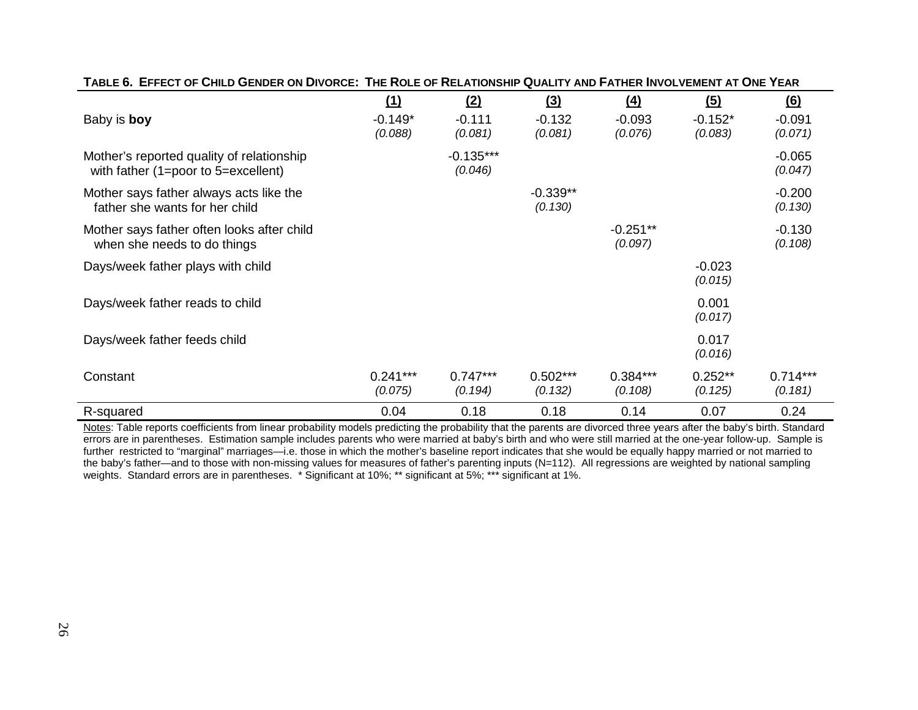**TABLE 6. EFFECT OF CHILD GENDER ON DIVORCE: THE ROLE OF RELATIONSHIP QUALITY AND FATHER INVOLVEMENT AT ONE YEAR**

| | (1) | (2) | (3) | (4) | (5) | (6) |
|---|---|---|---|---|---|---|
| Baby is **boy** | -0.149* | -0.111 | -0.132 | -0.093 | -0.152* | -0.091 |
| | *(0.088)* | *(0.081)* | *(0.081)* | *(0.076)* | *(0.083)* | *(0.071)* |
| Mother's reported quality of relationship with father (1=poor to 5=excellent) | | -0.135*** | | | | -0.065 |
| | | *(0.046)* | | | | *(0.047)* |
| Mother says father always acts like the father she wants for her child | | | -0.339** | | | -0.200 |
| | | | *(0.130)* | | | *(0.130)* |
| Mother says father often looks after child when she needs to do things | | | | -0.251** | | -0.130 |
| | | | | *(0.097)* | | *(0.108)* |
| Days/week father plays with child | | | | | -0.023 | |
| | | | | | *(0.015)* | |
| Days/week father reads to child | | | | | 0.001 | |
| | | | | | *(0.017)* | |
| Days/week father feeds child | | | | | 0.017 | |
| | | | | | *(0.016)* | |
| Constant | 0.241*** | 0.747*** | 0.502*** | 0.384*** | 0.252** | 0.714*** |
| | *(0.075)* | *(0.194)* | *(0.132)* | *(0.108)* | *(0.125)* | *(0.181)* |
| R-squared | 0.04 | 0.18 | 0.18 | 0.14 | 0.07 | 0.24 |

Notes: Table reports coefficients from linear probability models predicting the probability that the parents are divorced three years after the baby's birth. Standard errors are in parentheses. Estimation sample includes parents who were married at baby's birth and who were still married at the one-year follow-up. Sample is further restricted to "marginal" marriages—i.e. those in which the mother's baseline report indicates that she would be equally happy married or not married to the baby's father—and to those with non-missing values for measures of father's parenting inputs (N=112). All regressions are weighted by national sampling weights. Standard errors are in parentheses. * Significant at 10%; ** significant at 5%; *** significant at 1%.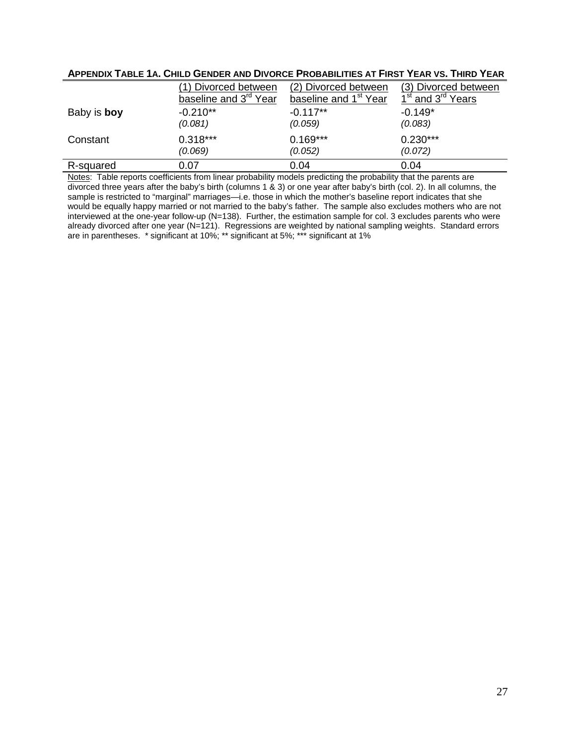**APPENDIX TABLE 1A. CHILD GENDER AND DIVORCE PROBABILITIES AT FIRST YEAR VS. THIRD YEAR**

| | (1) Divorced between baseline and 3rd Year | (2) Divorced between baseline and 1st Year | (3) Divorced between 1st and 3rd Years |
|---|---|---|---|
| Baby is **boy** | -0.210** | -0.117** | -0.149* |
| | *(0.081)* | *(0.059)* | *(0.083)* |
| Constant | 0.318*** | 0.169*** | 0.230*** |
| | *(0.069)* | *(0.052)* | *(0.072)* |
| R-squared | 0.07 | 0.04 | 0.04 |

Notes: Table reports coefficients from linear probability models predicting the probability that the parents are divorced three years after the baby's birth (columns 1 & 3) or one year after baby's birth (col. 2). In all columns, the sample is restricted to "marginal" marriages—i.e. those in which the mother's baseline report indicates that she would be equally happy married or not married to the baby's father. The sample also excludes mothers who are not interviewed at the one-year follow-up (N=138). Further, the estimation sample for col. 3 excludes parents who were already divorced after one year (N=121). Regressions are weighted by national sampling weights. Standard errors are in parentheses. * significant at 10%; ** significant at 5%; *** significant at 1%